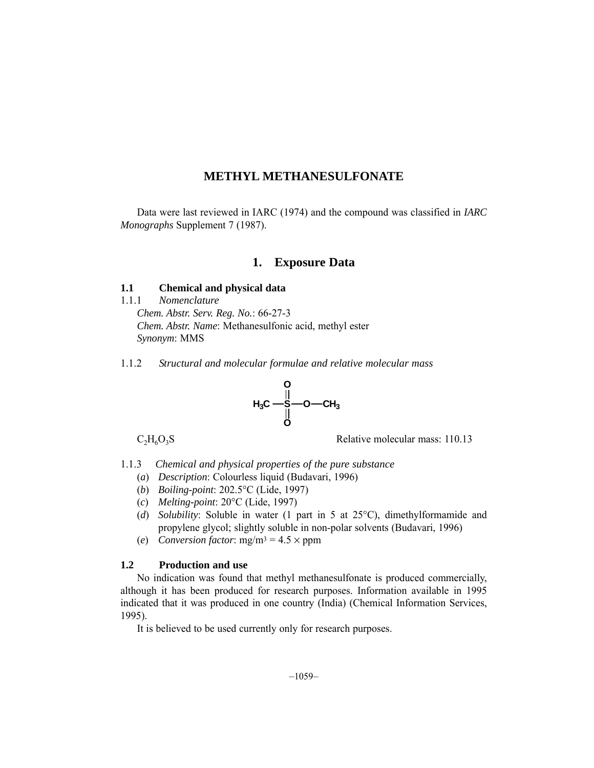# METHYL METHANESULFONATE

Data were last reviewed in IARC (1974) and the compound was classified in *IARC Monographs* Supplement 7 (1987).

## 1. Exposure Data

### 1.1 Chemical and physical data

1.1.1 *Nomenclature*

*Chem. Abstr. Serv. Reg. No.*: 66-27-3
*Chem. Abstr. Name*: Methanesulfonic acid, methyl ester
*Synonym*: MMS

1.1.2 *Structural and molecular formulae and relative molecular mass*

$$H_3C-\overset{\overset{\displaystyle O}{\|}}{\underset{\underset{\displaystyle O}{\|}}{S}}-O-CH_3$$

$C_2H_6O_3S$ Relative molecular mass: 110.13

1.1.3 *Chemical and physical properties of the pure substance*

(*a*) *Description*: Colourless liquid (Budavari, 1996)
(*b*) *Boiling-point*: 202.5°C (Lide, 1997)
(*c*) *Melting-point*: 20°C (Lide, 1997)
(*d*) *Solubility*: Soluble in water (1 part in 5 at 25°C), dimethylformamide and propylene glycol; slightly soluble in non-polar solvents (Budavari, 1996)
(*e*) *Conversion factor*: $mg/m^3 = 4.5 \times ppm$

### 1.2 Production and use

No indication was found that methyl methanesulfonate is produced commercially, although it has been produced for research purposes. Information available in 1995 indicated that it was produced in one country (India) (Chemical Information Services, 1995).

It is believed to be used currently only for research purposes.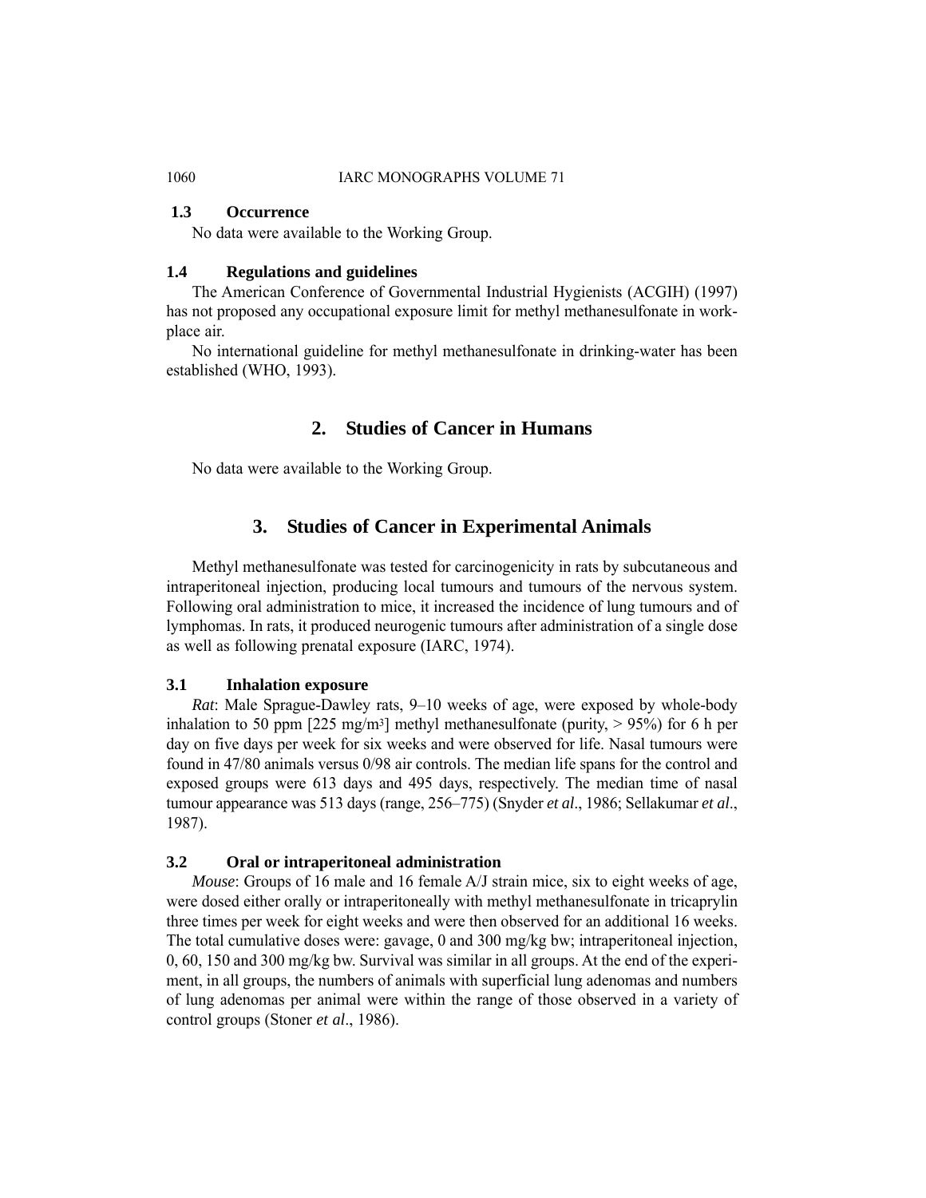### 1.3 Occurrence

No data were available to the Working Group.

### 1.4 Regulations and guidelines

The American Conference of Governmental Industrial Hygienists (ACGIH) (1997) has not proposed any occupational exposure limit for methyl methanesulfonate in workplace air.

No international guideline for methyl methanesulfonate in drinking-water has been established (WHO, 1993).

## 2. Studies of Cancer in Humans

No data were available to the Working Group.

## 3. Studies of Cancer in Experimental Animals

Methyl methanesulfonate was tested for carcinogenicity in rats by subcutaneous and intraperitoneal injection, producing local tumours and tumours of the nervous system. Following oral administration to mice, it increased the incidence of lung tumours and of lymphomas. In rats, it produced neurogenic tumours after administration of a single dose as well as following prenatal exposure (IARC, 1974).

### 3.1 Inhalation exposure

*Rat*: Male Sprague-Dawley rats, 9–10 weeks of age, were exposed by whole-body inhalation to 50 ppm [225 mg/m$^3$] methyl methanesulfonate (purity, > 95%) for 6 h per day on five days per week for six weeks and were observed for life. Nasal tumours were found in 47/80 animals versus 0/98 air controls. The median life spans for the control and exposed groups were 613 days and 495 days, respectively. The median time of nasal tumour appearance was 513 days (range, 256–775) (Snyder *et al*., 1986; Sellakumar *et al*., 1987).

### 3.2 Oral or intraperitoneal administration

*Mouse*: Groups of 16 male and 16 female A/J strain mice, six to eight weeks of age, were dosed either orally or intraperitoneally with methyl methanesulfonate in tricaprylin three times per week for eight weeks and were then observed for an additional 16 weeks. The total cumulative doses were: gavage, 0 and 300 mg/kg bw; intraperitoneal injection, 0, 60, 150 and 300 mg/kg bw. Survival was similar in all groups. At the end of the experiment, in all groups, the numbers of animals with superficial lung adenomas and numbers of lung adenomas per animal were within the range of those observed in a variety of control groups (Stoner *et al*., 1986).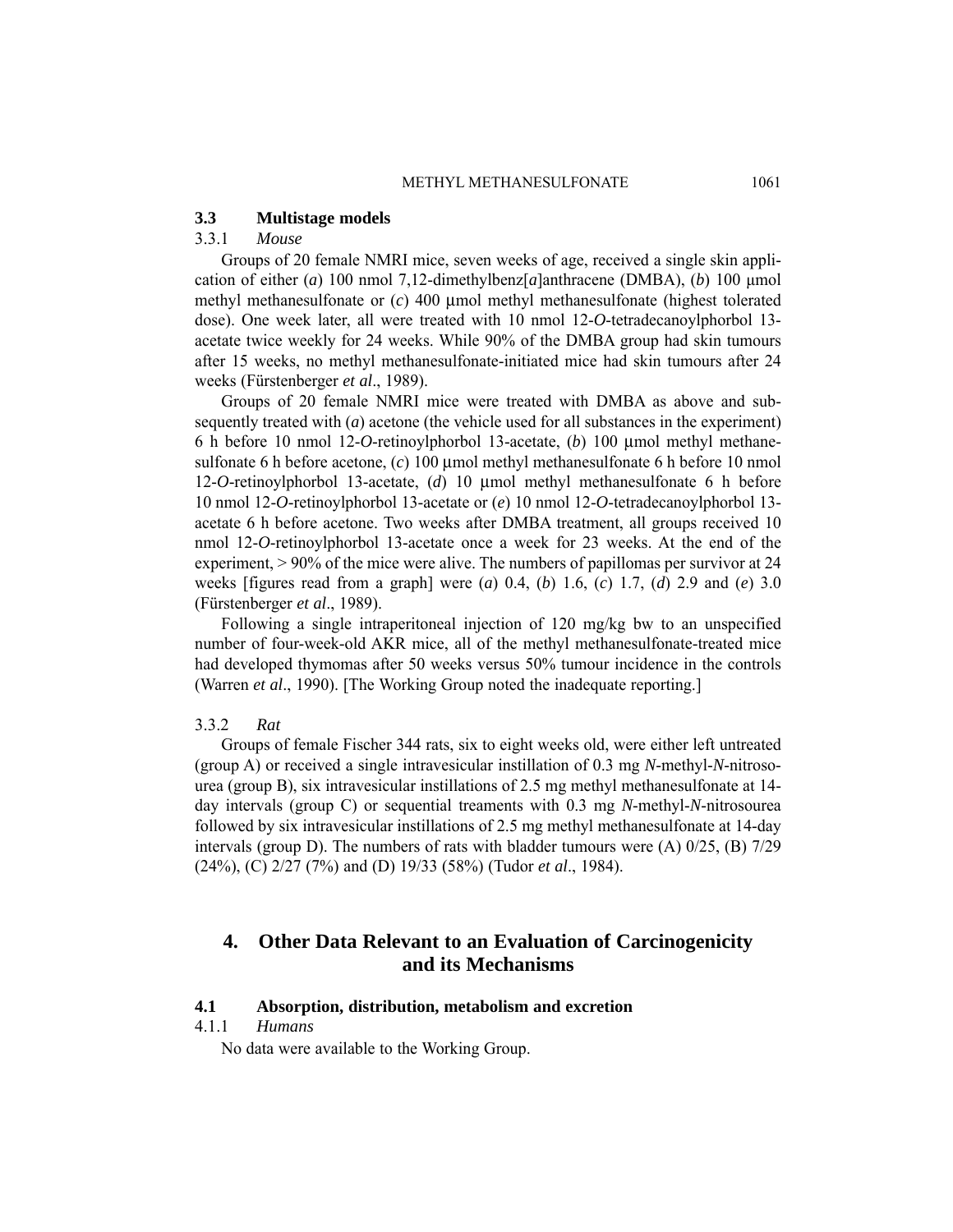### 3.3 Multistage models

#### 3.3.1 *Mouse*

Groups of 20 female NMRI mice, seven weeks of age, received a single skin application of either (*a*) 100 nmol 7,12-dimethylbenz[*a*]anthracene (DMBA), (*b*) 100 μmol methyl methanesulfonate or (*c*) 400 μmol methyl methanesulfonate (highest tolerated dose). One week later, all were treated with 10 nmol 12-*O*-tetradecanoylphorbol 13-acetate twice weekly for 24 weeks. While 90% of the DMBA group had skin tumours after 15 weeks, no methyl methanesulfonate-initiated mice had skin tumours after 24 weeks (Fürstenberger *et al*., 1989).

Groups of 20 female NMRI mice were treated with DMBA as above and subsequently treated with (*a*) acetone (the vehicle used for all substances in the experiment) 6 h before 10 nmol 12-*O*-retinoylphorbol 13-acetate, (*b*) 100 μmol methyl methanesulfonate 6 h before acetone, (*c*) 100 μmol methyl methanesulfonate 6 h before 10 nmol 12-*O*-retinoylphorbol 13-acetate, (*d*) 10 μmol methyl methanesulfonate 6 h before 10 nmol 12-*O*-retinoylphorbol 13-acetate or (*e*) 10 nmol 12-*O*-tetradecanoylphorbol 13-acetate 6 h before acetone. Two weeks after DMBA treatment, all groups received 10 nmol 12-*O*-retinoylphorbol 13-acetate once a week for 23 weeks. At the end of the experiment, > 90% of the mice were alive. The numbers of papillomas per survivor at 24 weeks [figures read from a graph] were (*a*) 0.4, (*b*) 1.6, (*c*) 1.7, (*d*) 2.9 and (*e*) 3.0 (Fürstenberger *et al*., 1989).

Following a single intraperitoneal injection of 120 mg/kg bw to an unspecified number of four-week-old AKR mice, all of the methyl methanesulfonate-treated mice had developed thymomas after 50 weeks versus 50% tumour incidence in the controls (Warren *et al*., 1990). [The Working Group noted the inadequate reporting.]

#### 3.3.2 *Rat*

Groups of female Fischer 344 rats, six to eight weeks old, were either left untreated (group A) or received a single intravesicular instillation of 0.3 mg *N*-methyl-*N*-nitrosourea (group B), six intravesicular instillations of 2.5 mg methyl methanesulfonate at 14-day intervals (group C) or sequential treaments with 0.3 mg *N*-methyl-*N*-nitrosourea followed by six intravesicular instillations of 2.5 mg methyl methanesulfonate at 14-day intervals (group D). The numbers of rats with bladder tumours were (A) 0/25, (B) 7/29 (24%), (C) 2/27 (7%) and (D) 19/33 (58%) (Tudor *et al*., 1984).

## 4. Other Data Relevant to an Evaluation of Carcinogenicity and its Mechanisms

### 4.1 Absorption, distribution, metabolism and excretion

#### 4.1.1 *Humans*

No data were available to the Working Group.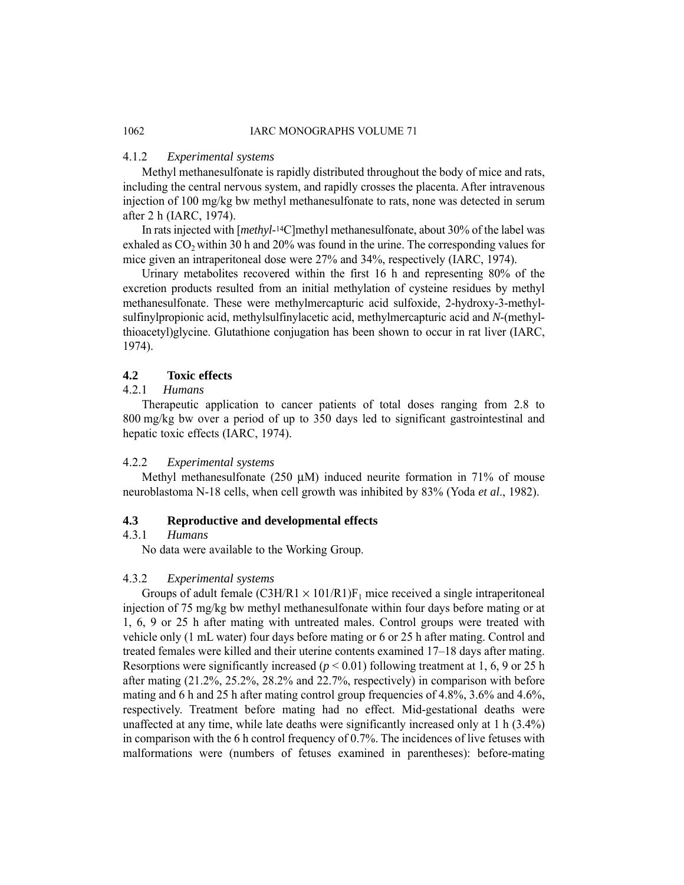#### 4.1.2 *Experimental systems*

Methyl methanesulfonate is rapidly distributed throughout the body of mice and rats, including the central nervous system, and rapidly crosses the placenta. After intravenous injection of 100 mg/kg bw methyl methanesulfonate to rats, none was detected in serum after 2 h (IARC, 1974).

In rats injected with [*methyl*-$^{14}$C]methyl methanesulfonate, about 30% of the label was exhaled as $CO_2$ within 30 h and 20% was found in the urine. The corresponding values for mice given an intraperitoneal dose were 27% and 34%, respectively (IARC, 1974).

Urinary metabolites recovered within the first 16 h and representing 80% of the excretion products resulted from an initial methylation of cysteine residues by methyl methanesulfonate. These were methylmercapturic acid sulfoxide, 2-hydroxy-3-methylsulfinylpropionic acid, methylsulfinylacetic acid, methylmercapturic acid and *N*-(methylthioacetyl)glycine. Glutathione conjugation has been shown to occur in rat liver (IARC, 1974).

### 4.2 Toxic effects

#### 4.2.1 *Humans*

Therapeutic application to cancer patients of total doses ranging from 2.8 to 800 mg/kg bw over a period of up to 350 days led to significant gastrointestinal and hepatic toxic effects (IARC, 1974).

#### 4.2.2 *Experimental systems*

Methyl methanesulfonate (250 μM) induced neurite formation in 71% of mouse neuroblastoma N-18 cells, when cell growth was inhibited by 83% (Yoda *et al*., 1982).

### 4.3 Reproductive and developmental effects

#### 4.3.1 *Humans*

No data were available to the Working Group.

#### 4.3.2 *Experimental systems*

Groups of adult female $(C3H/R1 \times 101/R1)F_1$ mice received a single intraperitoneal injection of 75 mg/kg bw methyl methanesulfonate within four days before mating or at 1, 6, 9 or 25 h after mating with untreated males. Control groups were treated with vehicle only (1 mL water) four days before mating or 6 or 25 h after mating. Control and treated females were killed and their uterine contents examined 17–18 days after mating. Resorptions were significantly increased ($p < 0.01$) following treatment at 1, 6, 9 or 25 h after mating (21.2%, 25.2%, 28.2% and 22.7%, respectively) in comparison with before mating and 6 h and 25 h after mating control group frequencies of 4.8%, 3.6% and 4.6%, respectively. Treatment before mating had no effect. Mid-gestational deaths were unaffected at any time, while late deaths were significantly increased only at 1 h (3.4%) in comparison with the 6 h control frequency of 0.7%. The incidences of live fetuses with malformations were (numbers of fetuses examined in parentheses): before-mating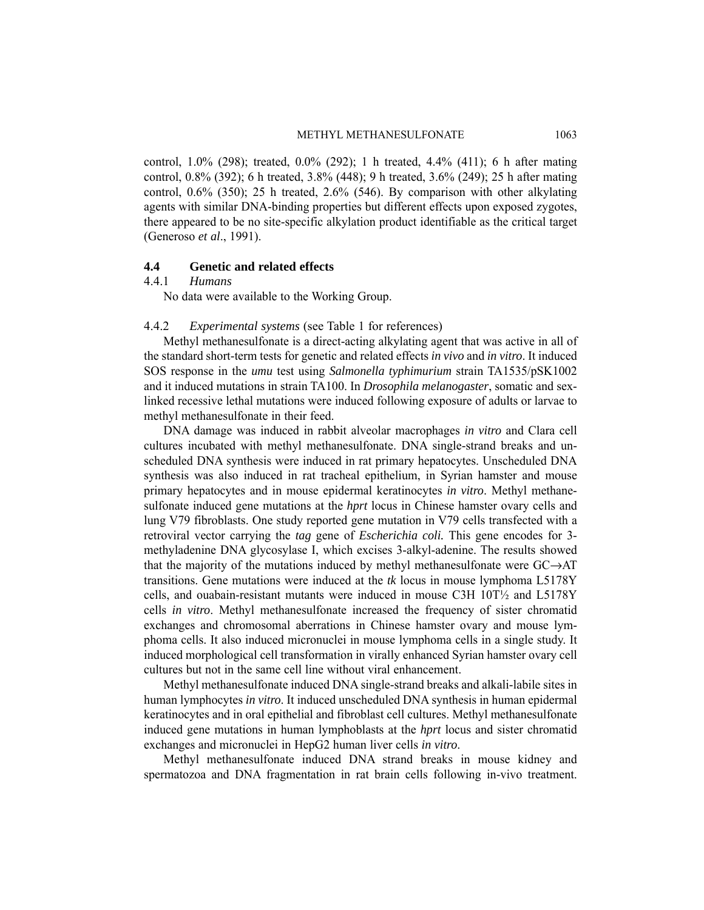control, 1.0% (298); treated, 0.0% (292); 1 h treated, 4.4% (411); 6 h after mating control, 0.8% (392); 6 h treated, 3.8% (448); 9 h treated, 3.6% (249); 25 h after mating control, 0.6% (350); 25 h treated, 2.6% (546). By comparison with other alkylating agents with similar DNA-binding properties but different effects upon exposed zygotes, there appeared to be no site-specific alkylation product identifiable as the critical target (Generoso *et al*., 1991).

### 4.4 Genetic and related effects

#### 4.4.1 *Humans*

No data were available to the Working Group.

#### 4.4.2 *Experimental systems* (see Table 1 for references)

Methyl methanesulfonate is a direct-acting alkylating agent that was active in all of the standard short-term tests for genetic and related effects *in vivo* and *in vitro*. It induced SOS response in the *umu* test using *Salmonella typhimurium* strain TA1535/pSK1002 and it induced mutations in strain TA100. In *Drosophila melanogaster*, somatic and sex-linked recessive lethal mutations were induced following exposure of adults or larvae to methyl methanesulfonate in their feed.

DNA damage was induced in rabbit alveolar macrophages *in vitro* and Clara cell cultures incubated with methyl methanesulfonate. DNA single-strand breaks and unscheduled DNA synthesis were induced in rat primary hepatocytes. Unscheduled DNA synthesis was also induced in rat tracheal epithelium, in Syrian hamster and mouse primary hepatocytes and in mouse epidermal keratinocytes *in vitro*. Methyl methanesulfonate induced gene mutations at the *hprt* locus in Chinese hamster ovary cells and lung V79 fibroblasts. One study reported gene mutation in V79 cells transfected with a retroviral vector carrying the *tag* gene of *Escherichia coli.* This gene encodes for 3-methyladenine DNA glycosylase I, which excises 3-alkyl-adenine. The results showed that the majority of the mutations induced by methyl methanesulfonate were GC→AT transitions. Gene mutations were induced at the *tk* locus in mouse lymphoma L5178Y cells, and ouabain-resistant mutants were induced in mouse C3H 10T½ and L5178Y cells *in vitro*. Methyl methanesulfonate increased the frequency of sister chromatid exchanges and chromosomal aberrations in Chinese hamster ovary and mouse lymphoma cells. It also induced micronuclei in mouse lymphoma cells in a single study. It induced morphological cell transformation in virally enhanced Syrian hamster ovary cell cultures but not in the same cell line without viral enhancement.

Methyl methanesulfonate induced DNA single-strand breaks and alkali-labile sites in human lymphocytes *in vitro*. It induced unscheduled DNA synthesis in human epidermal keratinocytes and in oral epithelial and fibroblast cell cultures. Methyl methanesulfonate induced gene mutations in human lymphoblasts at the *hprt* locus and sister chromatid exchanges and micronuclei in HepG2 human liver cells *in vitro*.

Methyl methanesulfonate induced DNA strand breaks in mouse kidney and spermatozoa and DNA fragmentation in rat brain cells following in-vivo treatment.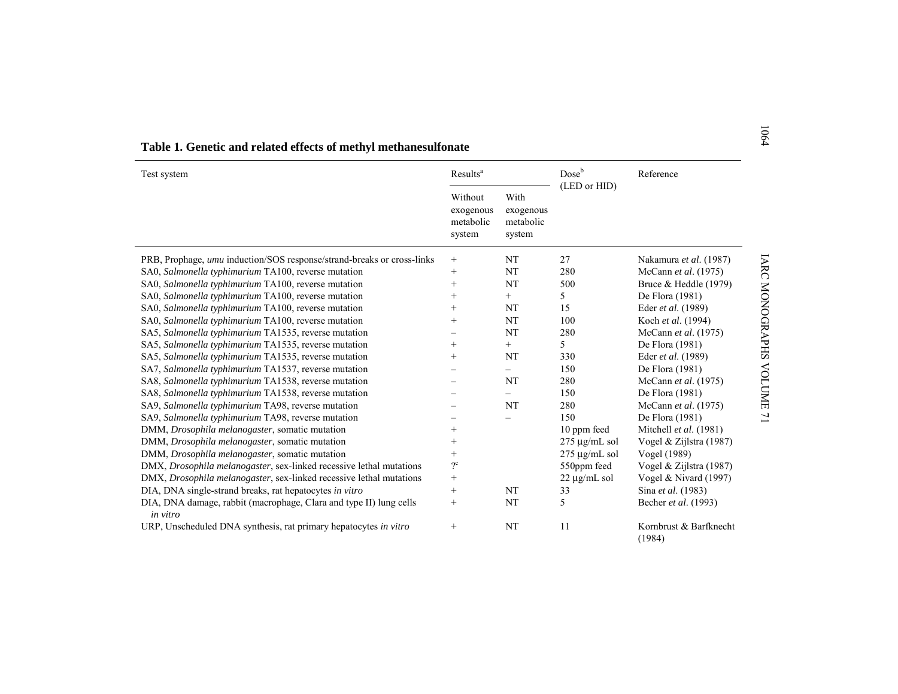**Table 1. Genetic and related effects of methyl methanesulfonate**

| Test system | Results[a] | | Dose[b] (LED or HID) | Reference |
|---|---|---|---|---|
| | Without exogenous metabolic system | With exogenous metabolic system | | |
| PRB, Prophage, *umu* induction/SOS response/strand-breaks or cross-links | + | NT | 27 | Nakamura *et al*. (1987) |
| SA0, *Salmonella typhimurium* TA100, reverse mutation | + | NT | 280 | McCann *et al*. (1975) |
| SA0, *Salmonella typhimurium* TA100, reverse mutation | + | NT | 500 | Bruce & Heddle (1979) |
| SA0, *Salmonella typhimurium* TA100, reverse mutation | + | + | 5 | De Flora (1981) |
| SA0, *Salmonella typhimurium* TA100, reverse mutation | + | NT | 15 | Eder *et al*. (1989) |
| SA0, *Salmonella typhimurium* TA100, reverse mutation | + | NT | 100 | Koch *et al*. (1994) |
| SA5, *Salmonella typhimurium* TA1535, reverse mutation | – | NT | 280 | McCann *et al*. (1975) |
| SA5, *Salmonella typhimurium* TA1535, reverse mutation | + | + | 5 | De Flora (1981) |
| SA5, *Salmonella typhimurium* TA1535, reverse mutation | + | NT | 330 | Eder *et al*. (1989) |
| SA7, *Salmonella typhimurium* TA1537, reverse mutation | – | – | 150 | De Flora (1981) |
| SA8, *Salmonella typhimurium* TA1538, reverse mutation | – | NT | 280 | McCann *et al*. (1975) |
| SA8, *Salmonella typhimurium* TA1538, reverse mutation | – | – | 150 | De Flora (1981) |
| SA9, *Salmonella typhimurium* TA98, reverse mutation | – | NT | 280 | McCann *et al*. (1975) |
| SA9, *Salmonella typhimurium* TA98, reverse mutation | – | – | 150 | De Flora (1981) |
| DMM, *Drosophila melanogaster*, somatic mutation | + | | 10 ppm feed | Mitchell *et al*. (1981) |
| DMM, *Drosophila melanogaster*, somatic mutation | + | | 275 μg/mL sol | Vogel & Zijlstra (1987) |
| DMM, *Drosophila melanogaster*, somatic mutation | + | | 275 μg/mL sol | Vogel (1989) |
| DMX, *Drosophila melanogaster*, sex-linked recessive lethal mutations | ?[c] | | 550ppm feed | Vogel & Zijlstra (1987) |
| DMX, *Drosophila melanogaster*, sex-linked recessive lethal mutations | + | | 22 μg/mL sol | Vogel & Nivard (1997) |
| DIA, DNA single-strand breaks, rat hepatocytes *in vitro* | + | NT | 33 | Sina *et al*. (1983) |
| DIA, DNA damage, rabbit (macrophage, Clara and type II) lung cells *in vitro* | + | NT | 5 | Becher *et al*. (1993) |
| URP, Unscheduled DNA synthesis, rat primary hepatocytes *in vitro* | + | NT | 11 | Kornbrust & Barfknecht (1984) |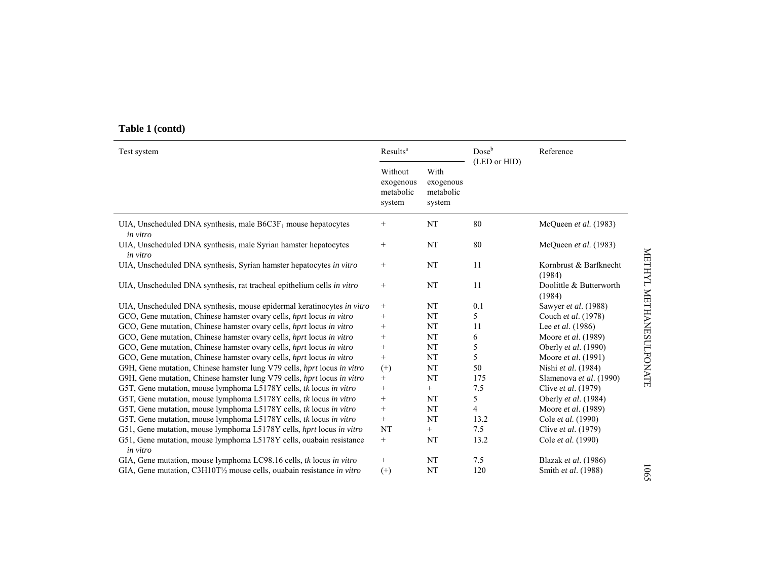**Table 1 (contd)**

| Test system | Results[a] | | Dose[b] (LED or HID) | Reference |
|---|---|---|---|---|
| | Without exogenous metabolic system | With exogenous metabolic system | | |
| UIA, Unscheduled DNA synthesis, male B6C3F$_1$ mouse hepatocytes *in vitro* | + | NT | 80 | McQueen *et al.* (1983) |
| UIA, Unscheduled DNA synthesis, male Syrian hamster hepatocytes *in vitro* | + | NT | 80 | McQueen *et al.* (1983) |
| UIA, Unscheduled DNA synthesis, Syrian hamster hepatocytes *in vitro* | + | NT | 11 | Kornbrust & Barfknecht (1984) |
| UIA, Unscheduled DNA synthesis, rat tracheal epithelium cells *in vitro* | + | NT | 11 | Doolittle & Butterworth (1984) |
| UIA, Unscheduled DNA synthesis, mouse epidermal keratinocytes *in vitro* | + | NT | 0.1 | Sawyer *et al*. (1988) |
| GCO, Gene mutation, Chinese hamster ovary cells, *hprt* locus *in vitro* | + | NT | 5 | Couch *et al*. (1978) |
| GCO, Gene mutation, Chinese hamster ovary cells, *hprt* locus *in vitro* | + | NT | 11 | Lee *et al*. (1986) |
| GCO, Gene mutation, Chinese hamster ovary cells, *hprt* locus *in vitro* | + | NT | 6 | Moore *et al*. (1989) |
| GCO, Gene mutation, Chinese hamster ovary cells, *hprt* locus *in vitro* | + | NT | 5 | Oberly *et al*. (1990) |
| GCO, Gene mutation, Chinese hamster ovary cells, *hprt* locus *in vitro* | + | NT | 5 | Moore *et al*. (1991) |
| G9H, Gene mutation, Chinese hamster lung V79 cells, *hprt* locus *in vitro* | (+) | NT | 50 | Nishi *et al*. (1984) |
| G9H, Gene mutation, Chinese hamster lung V79 cells, *hprt* locus *in vitro* | + | NT | 175 | Slamenova *et al*. (1990) |
| G5T, Gene mutation, mouse lymphoma L5178Y cells, *tk* locus *in vitro* | + | + | 7.5 | Clive *et al*. (1979) |
| G5T, Gene mutation, mouse lymphoma L5178Y cells, *tk* locus *in vitro* | + | NT | 5 | Oberly *et al*. (1984) |
| G5T, Gene mutation, mouse lymphoma L5178Y cells, *tk* locus *in vitro* | + | NT | 4 | Moore *et al*. (1989) |
| G5T, Gene mutation, mouse lymphoma L5178Y cells, *tk* locus *in vitro* | + | NT | 13.2 | Cole *et al*. (1990) |
| G51, Gene mutation, mouse lymphoma L5178Y cells, *hprt* locus *in vitro* | NT | + | 7.5 | Clive *et al*. (1979) |
| G51, Gene mutation, mouse lymphoma L5178Y cells, ouabain resistance *in vitro* | + | NT | 13.2 | Cole *et al*. (1990) |
| GIA, Gene mutation, mouse lymphoma LC98.16 cells, *tk* locus *in vitro* | + | NT | 7.5 | Blazak *et al*. (1986) |
| GIA, Gene mutation, C3H10T½ mouse cells, ouabain resistance *in vitro* | (+) | NT | 120 | Smith *et al*. (1988) |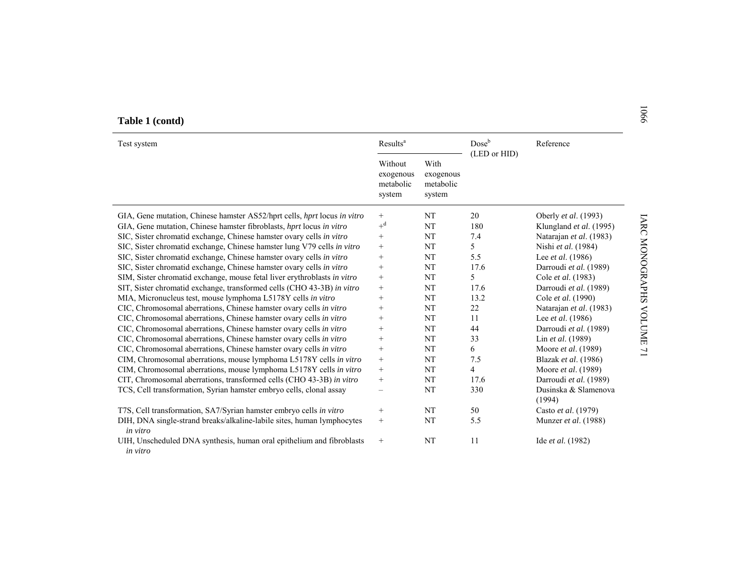**Table 1 (contd)**

| Test system | Results[a] | | Dose[b] (LED or HID) | Reference |
|---|---|---|---|---|
| | Without exogenous metabolic system | With exogenous metabolic system | | |
| GIA, Gene mutation, Chinese hamster AS52/hprt cells, *hprt* locus *in vitro* | + | NT | 20 | Oberly *et al*. (1993) |
| GIA, Gene mutation, Chinese hamster fibroblasts, *hprt* locus *in vitro* | +[d] | NT | 180 | Klungland *et al*. (1995) |
| SIC, Sister chromatid exchange, Chinese hamster ovary cells *in vitro* | + | NT | 7.4 | Natarajan *et al*. (1983) |
| SIC, Sister chromatid exchange, Chinese hamster lung V79 cells *in vitro* | + | NT | 5 | Nishi *et al*. (1984) |
| SIC, Sister chromatid exchange, Chinese hamster ovary cells *in vitro* | + | NT | 5.5 | Lee *et al*. (1986) |
| SIC, Sister chromatid exchange, Chinese hamster ovary cells *in vitro* | + | NT | 17.6 | Darroudi *et al*. (1989) |
| SIM, Sister chromatid exchange, mouse fetal liver erythroblasts *in vitro* | + | NT | 5 | Cole *et al*. (1983) |
| SIT, Sister chromatid exchange, transformed cells (CHO 43-3B) *in vitro* | + | NT | 17.6 | Darroudi *et al*. (1989) |
| MIA, Micronucleus test, mouse lymphoma L5178Y cells *in vitro* | + | NT | 13.2 | Cole *et al*. (1990) |
| CIC, Chromosomal aberrations, Chinese hamster ovary cells *in vitro* | + | NT | 22 | Natarajan *et al*. (1983) |
| CIC, Chromosomal aberrations, Chinese hamster ovary cells *in vitro* | + | NT | 11 | Lee *et al*. (1986) |
| CIC, Chromosomal aberrations, Chinese hamster ovary cells *in vitro* | + | NT | 44 | Darroudi *et al*. (1989) |
| CIC, Chromosomal aberrations, Chinese hamster ovary cells *in vitro* | + | NT | 33 | Lin *et al*. (1989) |
| CIC, Chromosomal aberrations, Chinese hamster ovary cells *in vitro* | + | NT | 6 | Moore *et al*. (1989) |
| CIM, Chromosomal aberrations, mouse lymphoma L5178Y cells *in vitro* | + | NT | 7.5 | Blazak *et al*. (1986) |
| CIM, Chromosomal aberrations, mouse lymphoma L5178Y cells *in vitro* | + | NT | 4 | Moore *et al*. (1989) |
| CIT, Chromosomal aberrations, transformed cells (CHO 43-3B) *in vitro* | + | NT | 17.6 | Darroudi *et al*. (1989) |
| TCS, Cell transformation, Syrian hamster embryo cells, clonal assay | – | NT | 330 | Dusinska & Slamenova (1994) |
| T7S, Cell transformation, SA7/Syrian hamster embryo cells *in vitro* | + | NT | 50 | Casto *et al*. (1979) |
| DIH, DNA single-strand breaks/alkaline-labile sites, human lymphocytes *in vitro* | + | NT | 5.5 | Munzer *et al*. (1988) |
| UIH, Unscheduled DNA synthesis, human oral epithelium and fibroblasts *in vitro* | + | NT | 11 | Ide *et al*. (1982) |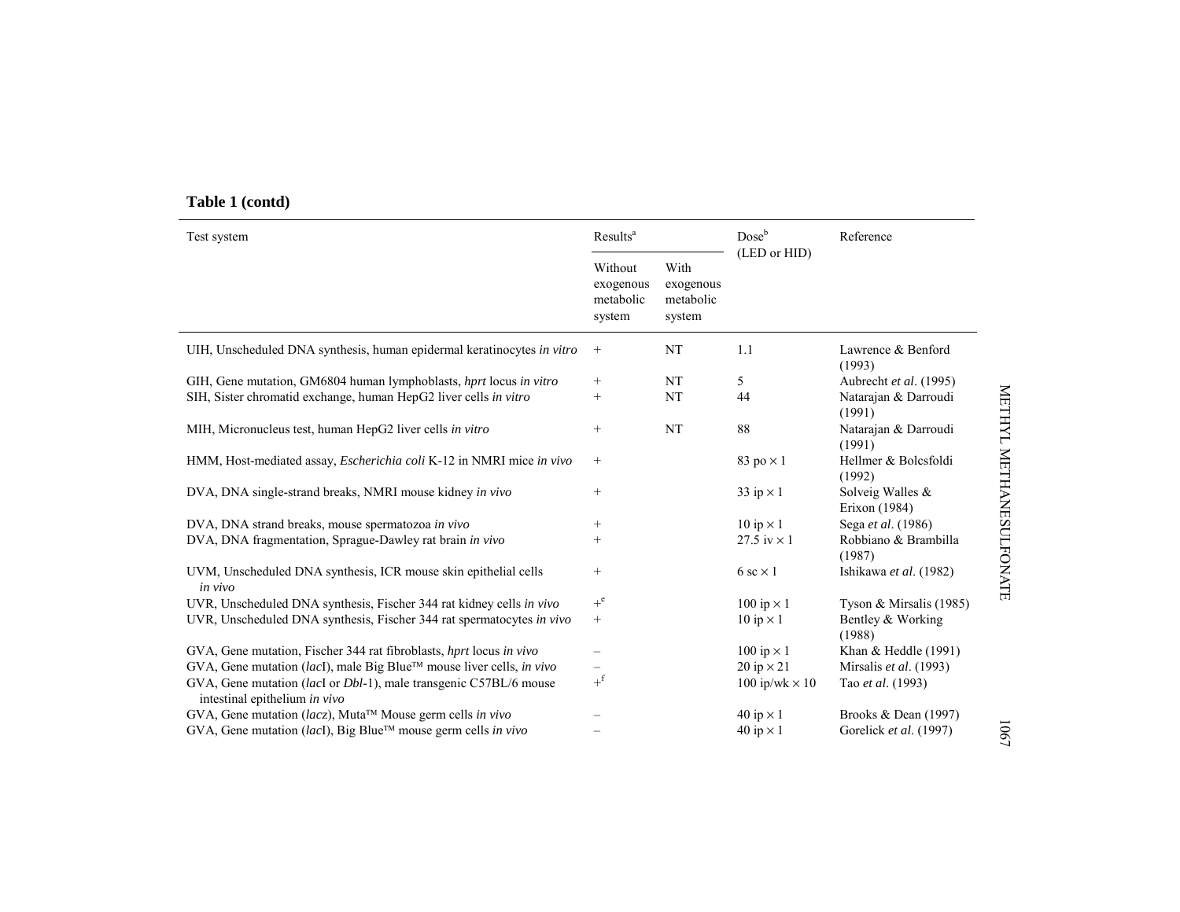**Table 1 (contd)**

| Test system | Results[a] | | Dose[b] (LED or HID) | Reference |
|---|---|---|---|---|
| | Without exogenous metabolic system | With exogenous metabolic system | | |
| UIH, Unscheduled DNA synthesis, human epidermal keratinocytes *in vitro* | + | NT | 1.1 | Lawrence & Benford (1993) |
| GIH, Gene mutation, GM6804 human lymphoblasts, *hprt* locus *in vitro* | + | NT | 5 | Aubrecht *et al*. (1995) |
| SIH, Sister chromatid exchange, human HepG2 liver cells *in vitro* | + | NT | 44 | Natarajan & Darroudi (1991) |
| MIH, Micronucleus test, human HepG2 liver cells *in vitro* | + | NT | 88 | Natarajan & Darroudi (1991) |
| HMM, Host-mediated assay, *Escherichia coli* K-12 in NMRI mice *in vivo* | + | | 83 po × 1 | Hellmer & Bolcsfoldi (1992) |
| DVA, DNA single-strand breaks, NMRI mouse kidney *in vivo* | + | | 33 ip × 1 | Solveig Walles & Erixon (1984) |
| DVA, DNA strand breaks, mouse spermatozoa *in vivo* | + | | 10 ip × 1 | Sega *et al*. (1986) |
| DVA, DNA fragmentation, Sprague-Dawley rat brain *in vivo* | + | | 27.5 iv × 1 | Robbiano & Brambilla (1987) |
| UVM, Unscheduled DNA synthesis, ICR mouse skin epithelial cells *in vivo* | + | | 6 sc × 1 | Ishikawa *et al*. (1982) |
| UVR, Unscheduled DNA synthesis, Fischer 344 rat kidney cells *in vivo* | +[e] | | 100 ip × 1 | Tyson & Mirsalis (1985) |
| UVR, Unscheduled DNA synthesis, Fischer 344 rat spermatocytes *in vivo* | + | | 10 ip × 1 | Bentley & Working (1988) |
| GVA, Gene mutation, Fischer 344 rat fibroblasts, *hprt* locus *in vivo* | – | | 100 ip × 1 | Khan & Heddle (1991) |
| GVA, Gene mutation (*lac*I), male Big Blue™ mouse liver cells, *in vivo* | – | | 20 ip × 21 | Mirsalis *et al*. (1993) |
| GVA, Gene mutation (*lac*I or *Dbl*-1), male transgenic C57BL/6 mouse intestinal epithelium *in vivo* | +[f] | | 100 ip/wk × 10 | Tao *et al*. (1993) |
| GVA, Gene mutation (*lacz*), Muta™ Mouse germ cells *in vivo* | – | | 40 ip × 1 | Brooks & Dean (1997) |
| GVA, Gene mutation (*lac*I), Big Blue™ mouse germ cells *in vivo* | – | | 40 ip × 1 | Gorelick *et al*. (1997) |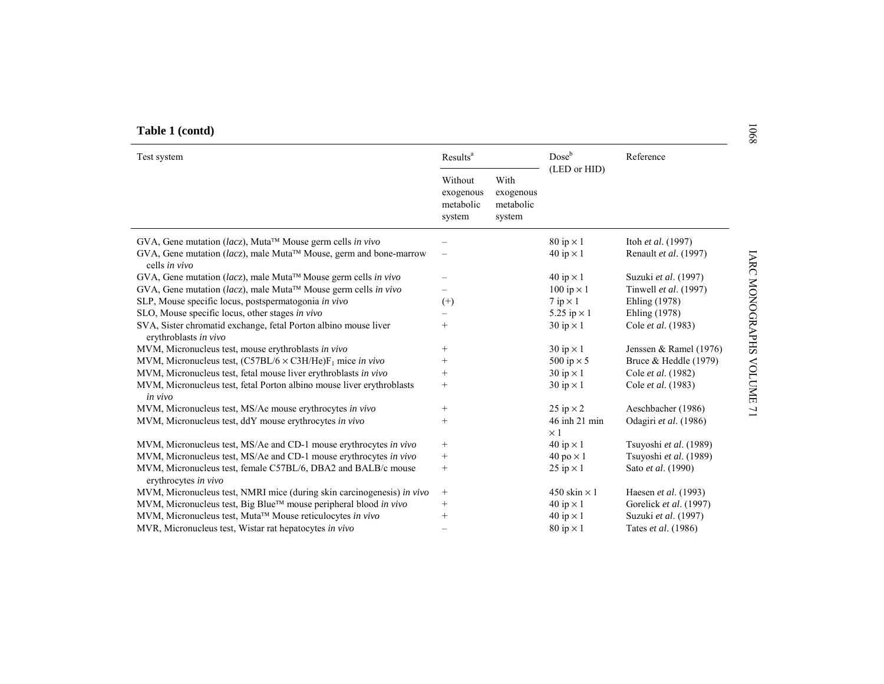**Table 1 (contd)**

| Test system | Results[a] | | Dose[b] (LED or HID) | Reference |
|---|---|---|---|---|
| | Without exogenous metabolic system | With exogenous metabolic system | | |
| GVA, Gene mutation (*lacz*), Muta™ Mouse germ cells *in vivo* | – | | 80 ip × 1 | Itoh *et al*. (1997) |
| GVA, Gene mutation (*lacz*), male Muta™ Mouse, germ and bone-marrow cells *in vivo* | – | | 40 ip × 1 | Renault *et al*. (1997) |
| GVA, Gene mutation (*lacz*), male Muta™ Mouse germ cells *in vivo* | – | | 40 ip × 1 | Suzuki *et al*. (1997) |
| GVA, Gene mutation (*lacz*), male Muta™ Mouse germ cells *in vivo* | – | | 100 ip × 1 | Tinwell *et al*. (1997) |
| SLP, Mouse specific locus, postspermatogonia *in vivo* | (+) | | 7 ip × 1 | Ehling (1978) |
| SLO, Mouse specific locus, other stages *in vivo* | – | | 5.25 ip × 1 | Ehling (1978) |
| SVA, Sister chromatid exchange, fetal Porton albino mouse liver erythroblasts *in vivo* | + | | 30 ip × 1 | Cole *et al*. (1983) |
| MVM, Micronucleus test, mouse erythroblasts *in vivo* | + | | 30 ip × 1 | Jenssen & Ramel (1976) |
| MVM, Micronucleus test, (C57BL/6 × C3H/He)$F_1$ mice *in vivo* | + | | 500 ip × 5 | Bruce & Heddle (1979) |
| MVM, Micronucleus test, fetal mouse liver erythroblasts *in vivo* | + | | 30 ip × 1 | Cole *et al*. (1982) |
| MVM, Micronucleus test, fetal Porton albino mouse liver erythroblasts *in vivo* | + | | 30 ip × 1 | Cole *et al*. (1983) |
| MVM, Micronucleus test, MS/Ae mouse erythrocytes *in vivo* | + | | 25 ip × 2 | Aeschbacher (1986) |
| MVM, Micronucleus test, ddY mouse erythrocytes *in vivo* | + | | 46 inh 21 min × 1 | Odagiri *et al*. (1986) |
| MVM, Micronucleus test, MS/Ae and CD-1 mouse erythrocytes *in vivo* | + | | 40 ip × 1 | Tsuyoshi *et al*. (1989) |
| MVM, Micronucleus test, MS/Ae and CD-1 mouse erythrocytes *in vivo* | + | | 40 po × 1 | Tsuyoshi *et al*. (1989) |
| MVM, Micronucleus test, female C57BL/6, DBA2 and BALB/c mouse erythrocytes *in vivo* | + | | 25 ip × 1 | Sato *et al*. (1990) |
| MVM, Micronucleus test, NMRI mice (during skin carcinogenesis) *in vivo* | + | | 450 skin × 1 | Haesen *et al*. (1993) |
| MVM, Micronucleus test, Big Blue™ mouse peripheral blood *in vivo* | + | | 40 ip × 1 | Gorelick *et al*. (1997) |
| MVM, Micronucleus test, Muta™ Mouse reticulocytes *in vivo* | + | | 40 ip × 1 | Suzuki *et al*. (1997) |
| MVR, Micronucleus test, Wistar rat hepatocytes *in vivo* | – | | 80 ip × 1 | Tates *et al*. (1986) |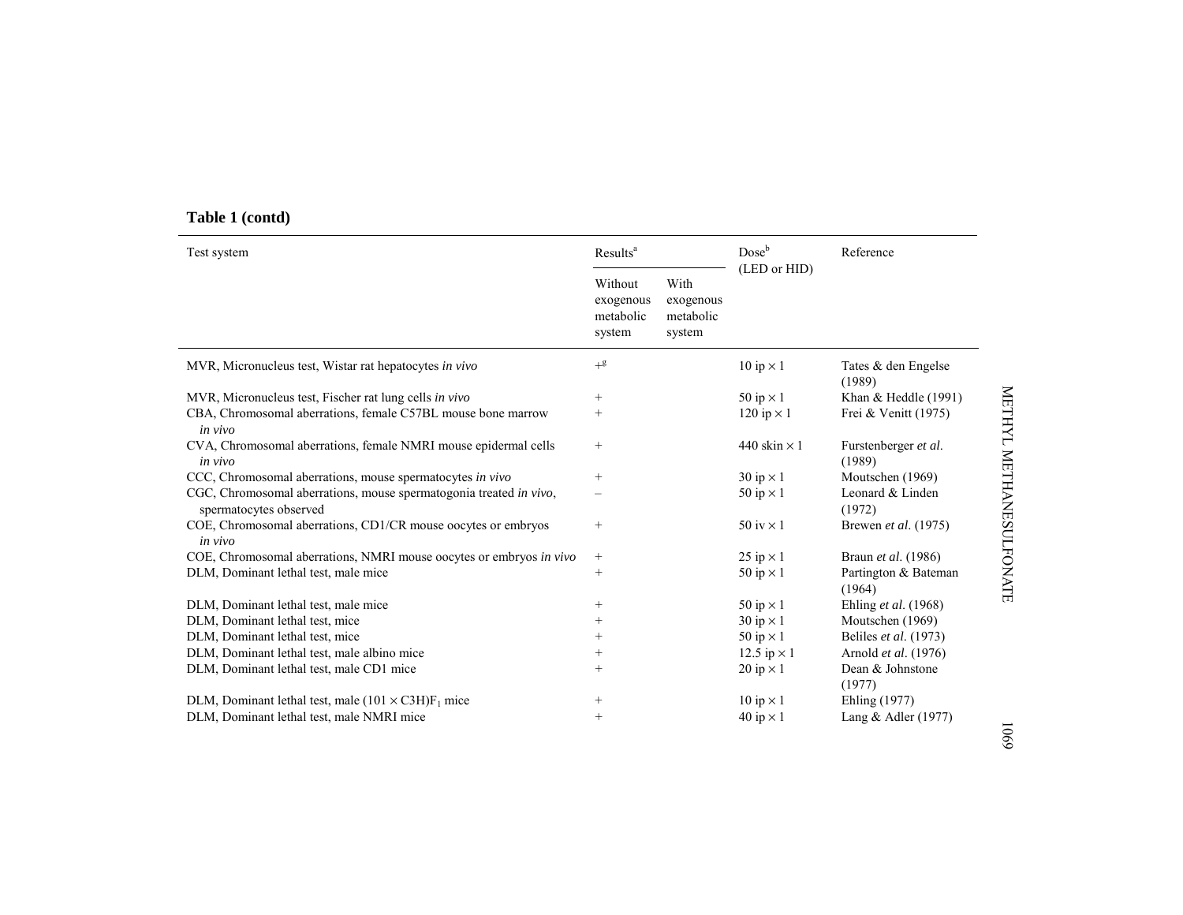**Table 1 (contd)**

| Test system | Results[a] | | Dose[b] (LED or HID) | Reference |
|---|---|---|---|---|
| | Without exogenous metabolic system | With exogenous metabolic system | | |
| MVR, Micronucleus test, Wistar rat hepatocytes *in vivo* | +[g] | | 10 ip × 1 | Tates & den Engelse (1989) |
| MVR, Micronucleus test, Fischer rat lung cells *in vivo* | + | | 50 ip × 1 | Khan & Heddle (1991) |
| CBA, Chromosomal aberrations, female C57BL mouse bone marrow *in vivo* | + | | 120 ip × 1 | Frei & Venitt (1975) |
| CVA, Chromosomal aberrations, female NMRI mouse epidermal cells *in vivo* | + | | 440 skin × 1 | Furstenberger *et al.* (1989) |
| CCC, Chromosomal aberrations, mouse spermatocytes *in vivo* | + | | 30 ip × 1 | Moutschen (1969) |
| CGC, Chromosomal aberrations, mouse spermatogonia treated *in vivo*, spermatocytes observed | – | | 50 ip × 1 | Leonard & Linden (1972) |
| COE, Chromosomal aberrations, CD1/CR mouse oocytes or embryos *in vivo* | + | | 50 iv × 1 | Brewen *et al.* (1975) |
| COE, Chromosomal aberrations, NMRI mouse oocytes or embryos *in vivo* | + | | 25 ip × 1 | Braun *et al.* (1986) |
| DLM, Dominant lethal test, male mice | + | | 50 ip × 1 | Partington & Bateman (1964) |
| DLM, Dominant lethal test, male mice | + | | 50 ip × 1 | Ehling *et al.* (1968) |
| DLM, Dominant lethal test, mice | + | | 30 ip × 1 | Moutschen (1969) |
| DLM, Dominant lethal test, mice | + | | 50 ip × 1 | Beliles *et al.* (1973) |
| DLM, Dominant lethal test, male albino mice | + | | 12.5 ip × 1 | Arnold *et al.* (1976) |
| DLM, Dominant lethal test, male CD1 mice | + | | 20 ip × 1 | Dean & Johnstone (1977) |
| DLM, Dominant lethal test, male (101 × C3H)$F_1$ mice | + | | 10 ip × 1 | Ehling (1977) |
| DLM, Dominant lethal test, male NMRI mice | + | | 40 ip × 1 | Lang & Adler (1977) |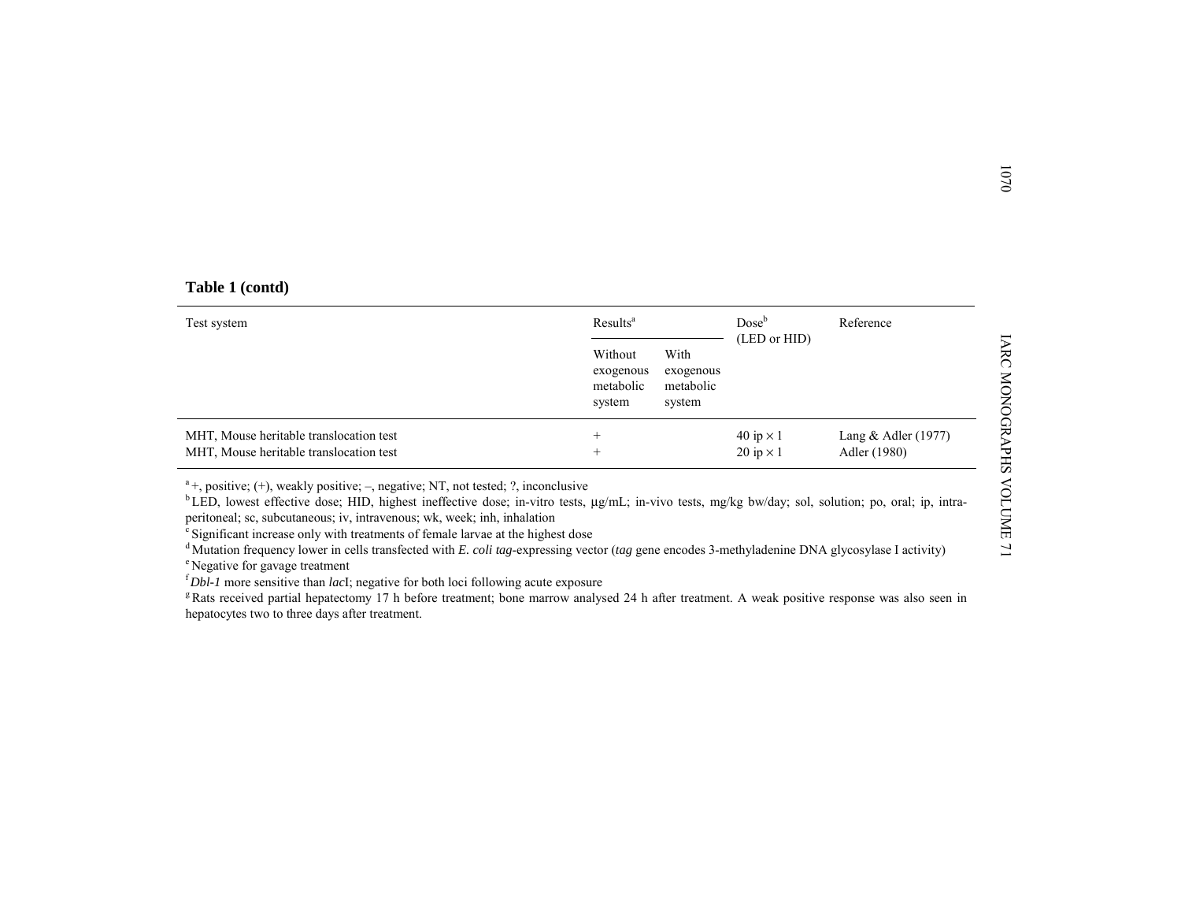**Table 1 (contd)**

| Test system | Results[a] | | Dose[b] (LED or HID) | Reference |
|---|---|---|---|---|
| | Without exogenous metabolic system | With exogenous metabolic system | | |
| MHT, Mouse heritable translocation test | + | | 40 ip × 1 | Lang & Adler (1977) |
| MHT, Mouse heritable translocation test | + | | 20 ip × 1 | Adler (1980) |

[a] +, positive; (+), weakly positive; –, negative; NT, not tested; ?, inconclusive

[b] LED, lowest effective dose; HID, highest ineffective dose; in-vitro tests, μg/mL; in-vivo tests, mg/kg bw/day; sol, solution; po, oral; ip, intraperitoneal; sc, subcutaneous; iv, intravenous; wk, week; inh, inhalation

[c] Significant increase only with treatments of female larvae at the highest dose

[d] Mutation frequency lower in cells transfected with *E. coli tag*-expressing vector (*tag* gene encodes 3-methyladenine DNA glycosylase I activity)

[e] Negative for gavage treatment

[f] *Dbl-1* more sensitive than *lac*I; negative for both loci following acute exposure

[g] Rats received partial hepatectomy 17 h before treatment; bone marrow analysed 24 h after treatment. A weak positive response was also seen in hepatocytes two to three days after treatment.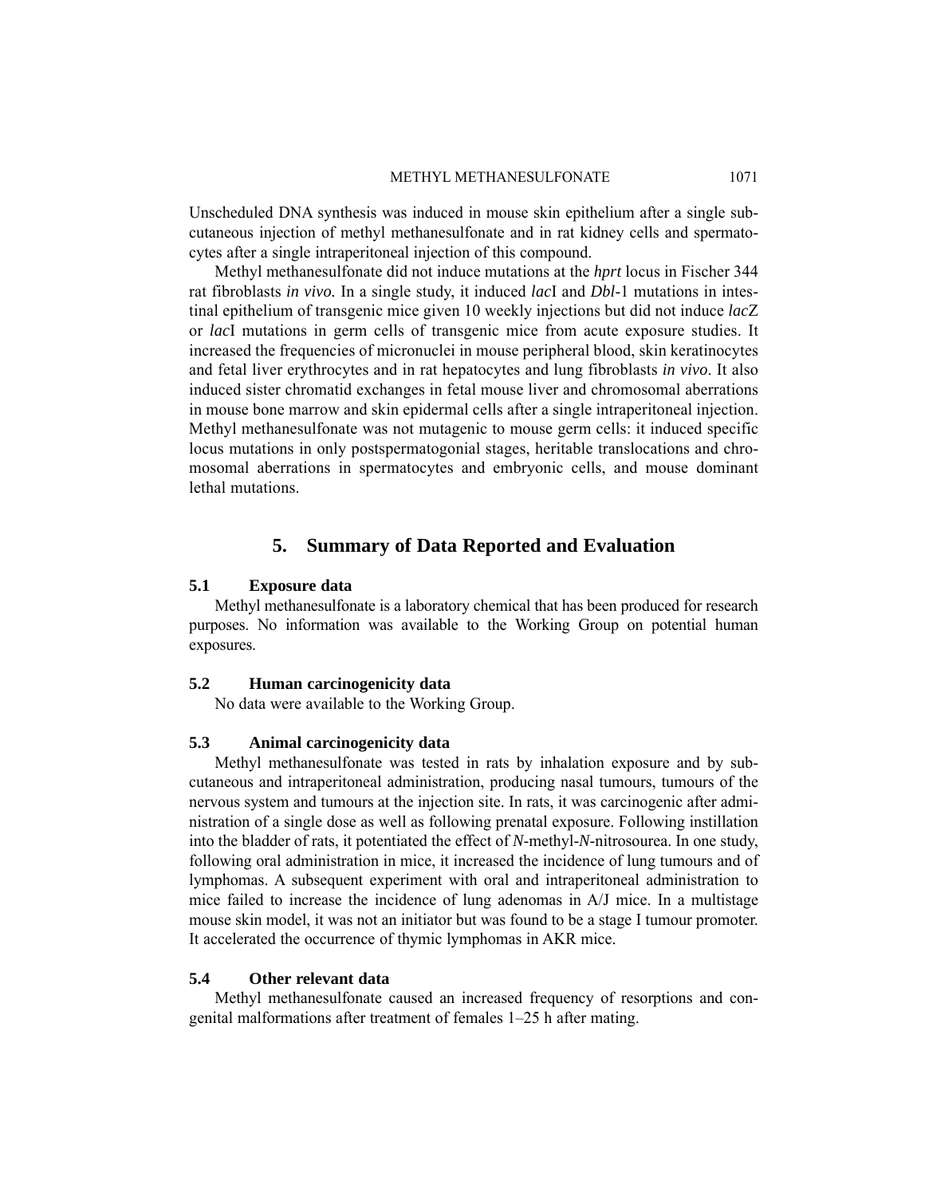Unscheduled DNA synthesis was induced in mouse skin epithelium after a single subcutaneous injection of methyl methanesulfonate and in rat kidney cells and spermatocytes after a single intraperitoneal injection of this compound.

Methyl methanesulfonate did not induce mutations at the *hprt* locus in Fischer 344 rat fibroblasts *in vivo.* In a single study, it induced *lac*I and *Dbl*-1 mutations in intestinal epithelium of transgenic mice given 10 weekly injections but did not induce *lac*Z or *lac*I mutations in germ cells of transgenic mice from acute exposure studies. It increased the frequencies of micronuclei in mouse peripheral blood, skin keratinocytes and fetal liver erythrocytes and in rat hepatocytes and lung fibroblasts *in vivo*. It also induced sister chromatid exchanges in fetal mouse liver and chromosomal aberrations in mouse bone marrow and skin epidermal cells after a single intraperitoneal injection. Methyl methanesulfonate was not mutagenic to mouse germ cells: it induced specific locus mutations in only postspermatogonial stages, heritable translocations and chromosomal aberrations in spermatocytes and embryonic cells, and mouse dominant lethal mutations.

## 5. Summary of Data Reported and Evaluation

### 5.1 Exposure data

Methyl methanesulfonate is a laboratory chemical that has been produced for research purposes. No information was available to the Working Group on potential human exposures.

### 5.2 Human carcinogenicity data

No data were available to the Working Group.

### 5.3 Animal carcinogenicity data

Methyl methanesulfonate was tested in rats by inhalation exposure and by subcutaneous and intraperitoneal administration, producing nasal tumours, tumours of the nervous system and tumours at the injection site. In rats, it was carcinogenic after administration of a single dose as well as following prenatal exposure. Following instillation into the bladder of rats, it potentiated the effect of *N*-methyl-*N*-nitrosourea. In one study, following oral administration in mice, it increased the incidence of lung tumours and of lymphomas. A subsequent experiment with oral and intraperitoneal administration to mice failed to increase the incidence of lung adenomas in A/J mice. In a multistage mouse skin model, it was not an initiator but was found to be a stage I tumour promoter. It accelerated the occurrence of thymic lymphomas in AKR mice.

### 5.4 Other relevant data

Methyl methanesulfonate caused an increased frequency of resorptions and congenital malformations after treatment of females 1–25 h after mating.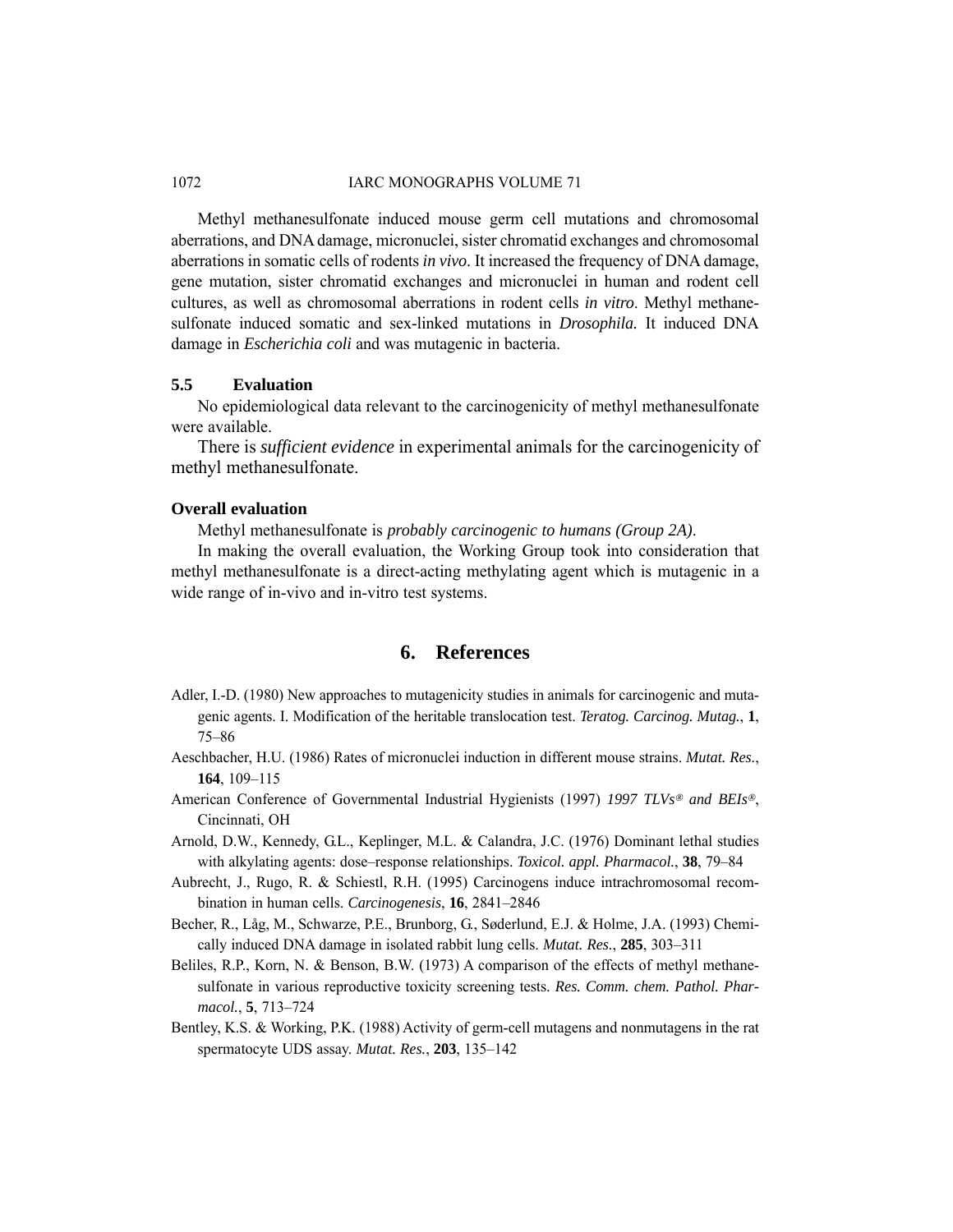Methyl methanesulfonate induced mouse germ cell mutations and chromosomal aberrations, and DNA damage, micronuclei, sister chromatid exchanges and chromosomal aberrations in somatic cells of rodents *in vivo*. It increased the frequency of DNA damage, gene mutation, sister chromatid exchanges and micronuclei in human and rodent cell cultures, as well as chromosomal aberrations in rodent cells *in vitro*. Methyl methanesulfonate induced somatic and sex-linked mutations in *Drosophila.* It induced DNA damage in *Escherichia coli* and was mutagenic in bacteria.

### 5.5 Evaluation

No epidemiological data relevant to the carcinogenicity of methyl methanesulfonate were available.

There is *sufficient evidence* in experimental animals for the carcinogenicity of methyl methanesulfonate.

### Overall evaluation

Methyl methanesulfonate is *probably carcinogenic to humans (Group 2A)*.

In making the overall evaluation, the Working Group took into consideration that methyl methanesulfonate is a direct-acting methylating agent which is mutagenic in a wide range of in-vivo and in-vitro test systems.

## 6. References

Adler, I.-D. (1980) New approaches to mutagenicity studies in animals for carcinogenic and mutagenic agents. I. Modification of the heritable translocation test. *Teratog. Carcinog. Mutag.*, **1**, 75–86

Aeschbacher, H.U. (1986) Rates of micronuclei induction in different mouse strains. *Mutat. Res.*, **164**, 109–115

American Conference of Governmental Industrial Hygienists (1997) *1997 TLVs® and BEIs®*, Cincinnati, OH

Arnold, D.W., Kennedy, G.L., Keplinger, M.L. & Calandra, J.C. (1976) Dominant lethal studies with alkylating agents: dose–response relationships. *Toxicol. appl. Pharmacol.*, **38**, 79–84

Aubrecht, J., Rugo, R. & Schiestl, R.H. (1995) Carcinogens induce intrachromosomal recombination in human cells. *Carcinogenesis*, **16**, 2841–2846

Becher, R., Låg, M., Schwarze, P.E., Brunborg, G., Søderlund, E.J. & Holme, J.A. (1993) Chemically induced DNA damage in isolated rabbit lung cells. *Mutat. Res.*, **285**, 303–311

Beliles, R.P., Korn, N. & Benson, B.W. (1973) A comparison of the effects of methyl methanesulfonate in various reproductive toxicity screening tests. *Res. Comm. chem. Pathol. Pharmacol.*, **5**, 713–724

Bentley, K.S. & Working, P.K. (1988) Activity of germ-cell mutagens and nonmutagens in the rat spermatocyte UDS assay. *Mutat. Res.*, **203**, 135–142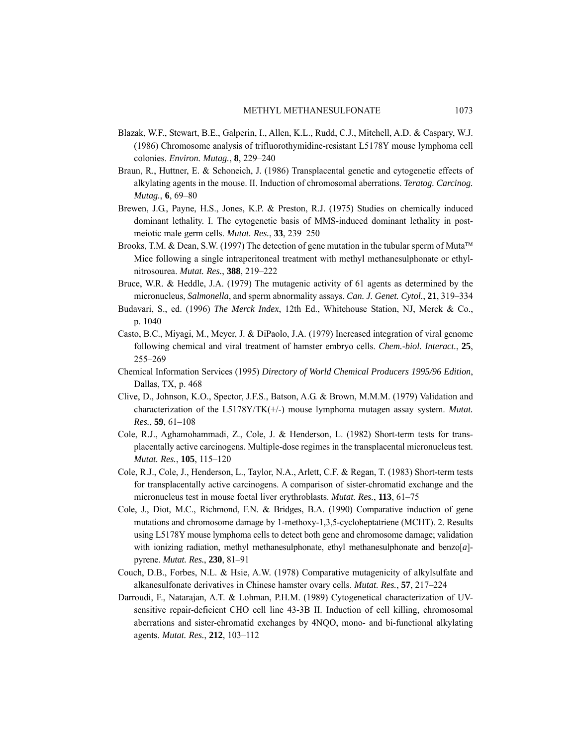Blazak, W.F., Stewart, B.E., Galperin, I., Allen, K.L., Rudd, C.J., Mitchell, A.D. & Caspary, W.J. (1986) Chromosome analysis of trifluorothymidine-resistant L5178Y mouse lymphoma cell colonies. *Environ. Mutag.*, **8**, 229–240

Braun, R., Huttner, E. & Schoneich, J. (1986) Transplacental genetic and cytogenetic effects of alkylating agents in the mouse. II. Induction of chromosomal aberrations. *Teratog. Carcinog. Mutag.*, **6**, 69–80

Brewen, J.G., Payne, H.S., Jones, K.P. & Preston, R.J. (1975) Studies on chemically induced dominant lethality. I. The cytogenetic basis of MMS-induced dominant lethality in post-meiotic male germ cells. *Mutat. Res.*, **33**, 239–250

Brooks, T.M. & Dean, S.W. (1997) The detection of gene mutation in the tubular sperm of Muta™ Mice following a single intraperitoneal treatment with methyl methanesulphonate or ethylnitrosourea. *Mutat. Res.*, **388**, 219–222

Bruce, W.R. & Heddle, J.A. (1979) The mutagenic activity of 61 agents as determined by the micronucleus, *Salmonella*, and sperm abnormality assays. *Can. J. Genet. Cytol.*, **21**, 319–334

Budavari, S., ed. (1996) *The Merck Index*, 12th Ed., Whitehouse Station, NJ, Merck & Co., p. 1040

Casto, B.C., Miyagi, M., Meyer, J. & DiPaolo, J.A. (1979) Increased integration of viral genome following chemical and viral treatment of hamster embryo cells. *Chem.-biol. Interact.*, **25**, 255–269

Chemical Information Services (1995) *Directory of World Chemical Producers 1995/96 Edition*, Dallas, TX, p. 468

Clive, D., Johnson, K.O., Spector, J.F.S., Batson, A.G. & Brown, M.M.M. (1979) Validation and characterization of the L5178Y/TK(+/-) mouse lymphoma mutagen assay system. *Mutat. Res.*, **59**, 61–108

Cole, R.J., Aghamohammadi, Z., Cole, J. & Henderson, L. (1982) Short-term tests for transplacentally active carcinogens. Multiple-dose regimes in the transplacental micronucleus test. *Mutat. Res.*, **105**, 115–120

Cole, R.J., Cole, J., Henderson, L., Taylor, N.A., Arlett, C.F. & Regan, T. (1983) Short-term tests for transplacentally active carcinogens. A comparison of sister-chromatid exchange and the micronucleus test in mouse foetal liver erythroblasts. *Mutat. Res.*, **113**, 61–75

Cole, J., Diot, M.C., Richmond, F.N. & Bridges, B.A. (1990) Comparative induction of gene mutations and chromosome damage by 1-methoxy-1,3,5-cycloheptatriene (MCHT). 2. Results using L5178Y mouse lymphoma cells to detect both gene and chromosome damage; validation with ionizing radiation, methyl methanesulphonate, ethyl methanesulphonate and benzo[*a*]-pyrene. *Mutat. Res.*, **230**, 81–91

Couch, D.B., Forbes, N.L. & Hsie, A.W. (1978) Comparative mutagenicity of alkylsulfate and alkanesulfonate derivatives in Chinese hamster ovary cells. *Mutat. Res.*, **57**, 217–224

Darroudi, F., Natarajan, A.T. & Lohman, P.H.M. (1989) Cytogenetical characterization of UV-sensitive repair-deficient CHO cell line 43-3B II. Induction of cell killing, chromosomal aberrations and sister-chromatid exchanges by 4NQO, mono- and bi-functional alkylating agents. *Mutat. Res.*, **212**, 103–112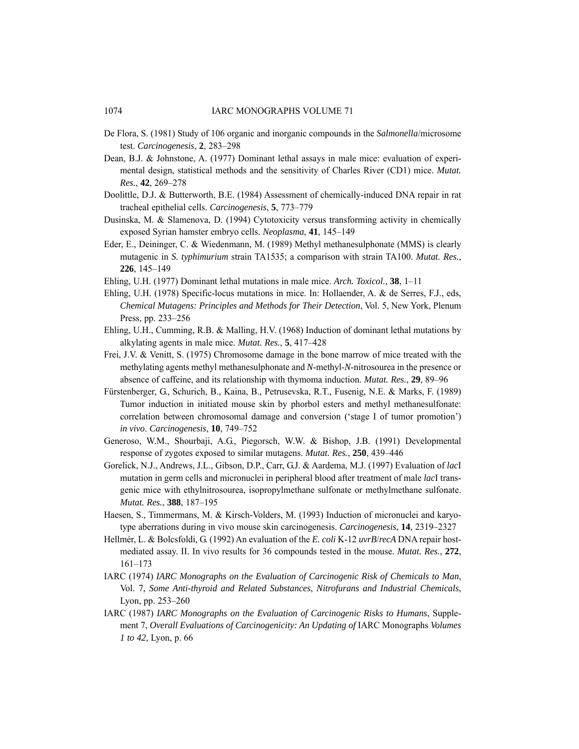De Flora, S. (1981) Study of 106 organic and inorganic compounds in the *Salmonella*/microsome test. *Carcinogenesis*, **2**, 283–298

Dean, B.J. & Johnstone, A. (1977) Dominant lethal assays in male mice: evaluation of experimental design, statistical methods and the sensitivity of Charles River (CD1) mice. *Mutat. Res.*, **42**, 269–278

Doolittle, D.J. & Butterworth, B.E. (1984) Assessment of chemically-induced DNA repair in rat tracheal epithelial cells. *Carcinogenesis*, **5**, 773–779

Dusinska, M. & Slamenova, D. (1994) Cytotoxicity versus transforming activity in chemically exposed Syrian hamster embryo cells. *Neoplasma*, **41**, 145–149

Eder, E., Deininger, C. & Wiedenmann, M. (1989) Methyl methanesulphonate (MMS) is clearly mutagenic in *S. typhimurium* strain TA1535; a comparison with strain TA100. *Mutat. Res.*, **226**, 145–149

Ehling, U.H. (1977) Dominant lethal mutations in male mice. *Arch. Toxicol.*, **38**, 1–11

Ehling, U.H. (1978) Specific-locus mutations in mice. In: Hollaender, A. & de Serres, F.J., eds, *Chemical Mutagens: Principles and Methods for Their Detection*, Vol. 5, New York, Plenum Press, pp. 233–256

Ehling, U.H., Cumming, R.B. & Malling, H.V. (1968) Induction of dominant lethal mutations by alkylating agents in male mice. *Mutat. Res.*, **5**, 417–428

Frei, J.V. & Venitt, S. (1975) Chromosome damage in the bone marrow of mice treated with the methylating agents methyl methanesulphonate and *N*-methyl-*N*-nitrosourea in the presence or absence of caffeine, and its relationship with thymoma induction. *Mutat. Res.*, **29**, 89–96

Fürstenberger, G., Schurich, B., Kaina, B., Petrusevska, R.T., Fusenig, N.E. & Marks, F. (1989) Tumor induction in initiated mouse skin by phorbol esters and methyl methanesulfonate: correlation between chromosomal damage and conversion ('stage I of tumor promotion') *in vivo*. *Carcinogenesis*, **10**, 749–752

Generoso, W.M., Shourbaji, A.G., Piegorsch, W.W. & Bishop, J.B. (1991) Developmental response of zygotes exposed to similar mutagens. *Mutat. Res.*, **250**, 439–446

Gorelick, N.J., Andrews, J.L., Gibson, D.P., Carr, G.J. & Aardema, M.J. (1997) Evaluation of *lac*I mutation in germ cells and micronuclei in peripheral blood after treatment of male *lac*I transgenic mice with ethylnitrosourea, isopropylmethane sulfonate or methylmethane sulfonate. *Mutat. Res.*, **388**, 187–195

Haesen, S., Timmermans, M. & Kirsch-Volders, M. (1993) Induction of micronuclei and karyotype aberrations during in vivo mouse skin carcinogenesis. *Carcinogenesis*, **14**, 2319–2327

Hellmér, L. & Bolcsfoldi, G. (1992) An evaluation of the *E. coli* K-12 *uvrB*/*recA* DNA repair host-mediated assay. II. In vivo results for 36 compounds tested in the mouse. *Mutat. Res.*, **272**, 161–173

IARC (1974) *IARC Monographs on the Evaluation of Carcinogenic Risk of Chemicals to Man*, Vol. 7, *Some Anti-thyroid and Related Substances*, *Nitrofurans and Industrial Chemicals*, Lyon, pp. 253–260

IARC (1987) *IARC Monographs on the Evaluation of Carcinogenic Risks to Humans*, Supplement 7, *Overall Evaluations of Carcinogenicity: An Updating of* IARC Monographs *Volumes 1 to 42*, Lyon, p. 66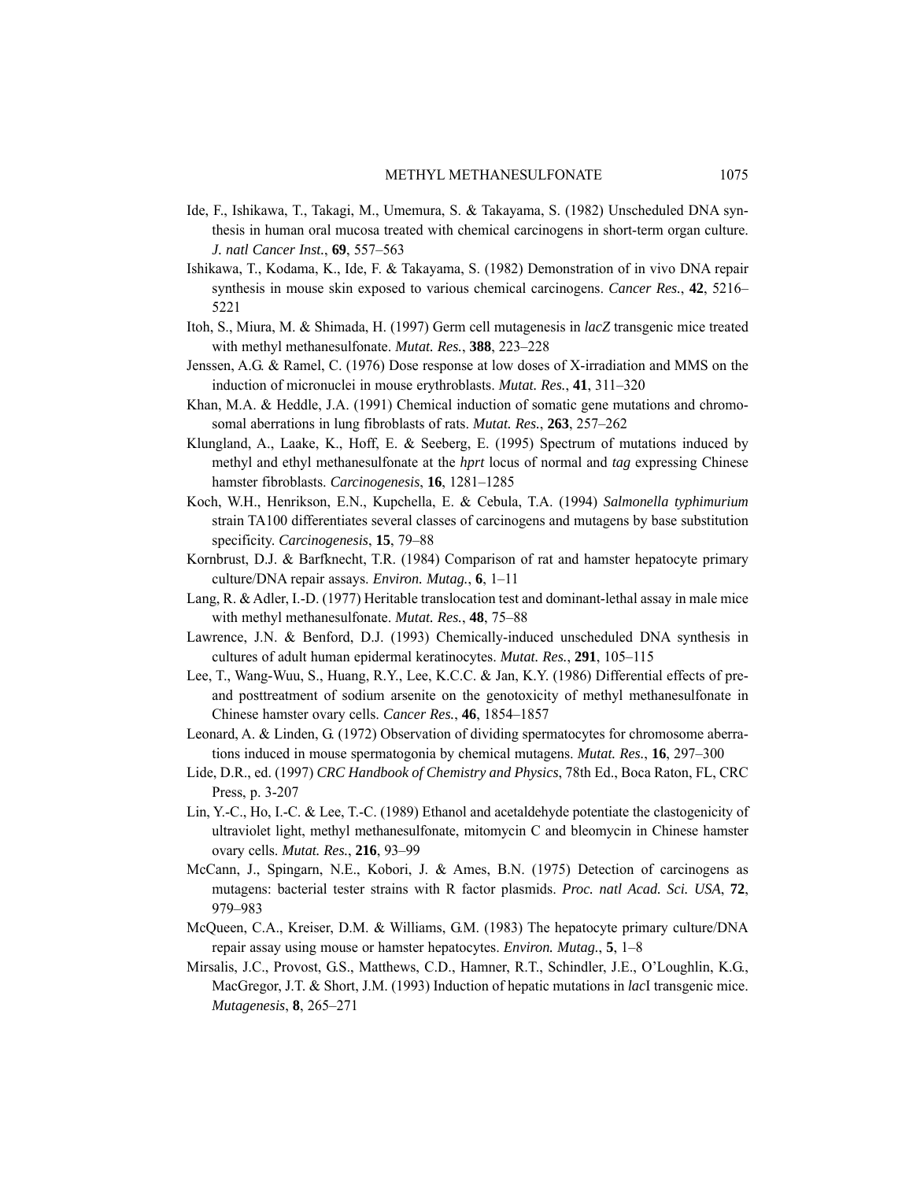Ide, F., Ishikawa, T., Takagi, M., Umemura, S. & Takayama, S. (1982) Unscheduled DNA synthesis in human oral mucosa treated with chemical carcinogens in short-term organ culture. *J. natl Cancer Inst.*, **69**, 557–563

Ishikawa, T., Kodama, K., Ide, F. & Takayama, S. (1982) Demonstration of in vivo DNA repair synthesis in mouse skin exposed to various chemical carcinogens. *Cancer Res.*, **42**, 5216–5221

Itoh, S., Miura, M. & Shimada, H. (1997) Germ cell mutagenesis in *lacZ* transgenic mice treated with methyl methanesulfonate. *Mutat. Res.*, **388**, 223–228

Jenssen, A.G. & Ramel, C. (1976) Dose response at low doses of X-irradiation and MMS on the induction of micronuclei in mouse erythroblasts. *Mutat. Res.*, **41**, 311–320

Khan, M.A. & Heddle, J.A. (1991) Chemical induction of somatic gene mutations and chromosomal aberrations in lung fibroblasts of rats. *Mutat. Res.*, **263**, 257–262

Klungland, A., Laake, K., Hoff, E. & Seeberg, E. (1995) Spectrum of mutations induced by methyl and ethyl methanesulfonate at the *hprt* locus of normal and *tag* expressing Chinese hamster fibroblasts. *Carcinogenesis*, **16**, 1281–1285

Koch, W.H., Henrikson, E.N., Kupchella, E. & Cebula, T.A. (1994) *Salmonella typhimurium* strain TA100 differentiates several classes of carcinogens and mutagens by base substitution specificity. *Carcinogenesis*, **15**, 79–88

Kornbrust, D.J. & Barfknecht, T.R. (1984) Comparison of rat and hamster hepatocyte primary culture/DNA repair assays. *Environ. Mutag.*, **6**, 1–11

Lang, R. & Adler, I.-D. (1977) Heritable translocation test and dominant-lethal assay in male mice with methyl methanesulfonate. *Mutat. Res.*, **48**, 75–88

Lawrence, J.N. & Benford, D.J. (1993) Chemically-induced unscheduled DNA synthesis in cultures of adult human epidermal keratinocytes. *Mutat. Res.*, **291**, 105–115

Lee, T., Wang-Wuu, S., Huang, R.Y., Lee, K.C.C. & Jan, K.Y. (1986) Differential effects of pre- and posttreatment of sodium arsenite on the genotoxicity of methyl methanesulfonate in Chinese hamster ovary cells. *Cancer Res.*, **46**, 1854–1857

Leonard, A. & Linden, G. (1972) Observation of dividing spermatocytes for chromosome aberrations induced in mouse spermatogonia by chemical mutagens. *Mutat. Res.*, **16**, 297–300

Lide, D.R., ed. (1997) *CRC Handbook of Chemistry and Physics*, 78th Ed., Boca Raton, FL, CRC Press, p. 3-207

Lin, Y.-C., Ho, I.-C. & Lee, T.-C. (1989) Ethanol and acetaldehyde potentiate the clastogenicity of ultraviolet light, methyl methanesulfonate, mitomycin C and bleomycin in Chinese hamster ovary cells. *Mutat. Res.*, **216**, 93–99

McCann, J., Spingarn, N.E., Kobori, J. & Ames, B.N. (1975) Detection of carcinogens as mutagens: bacterial tester strains with R factor plasmids. *Proc. natl Acad. Sci. USA*, **72**, 979–983

McQueen, C.A., Kreiser, D.M. & Williams, G.M. (1983) The hepatocyte primary culture/DNA repair assay using mouse or hamster hepatocytes. *Environ. Mutag.*, **5**, 1–8

Mirsalis, J.C., Provost, G.S., Matthews, C.D., Hamner, R.T., Schindler, J.E., O'Loughlin, K.G., MacGregor, J.T. & Short, J.M. (1993) Induction of hepatic mutations in *lac*I transgenic mice. *Mutagenesis*, **8**, 265–271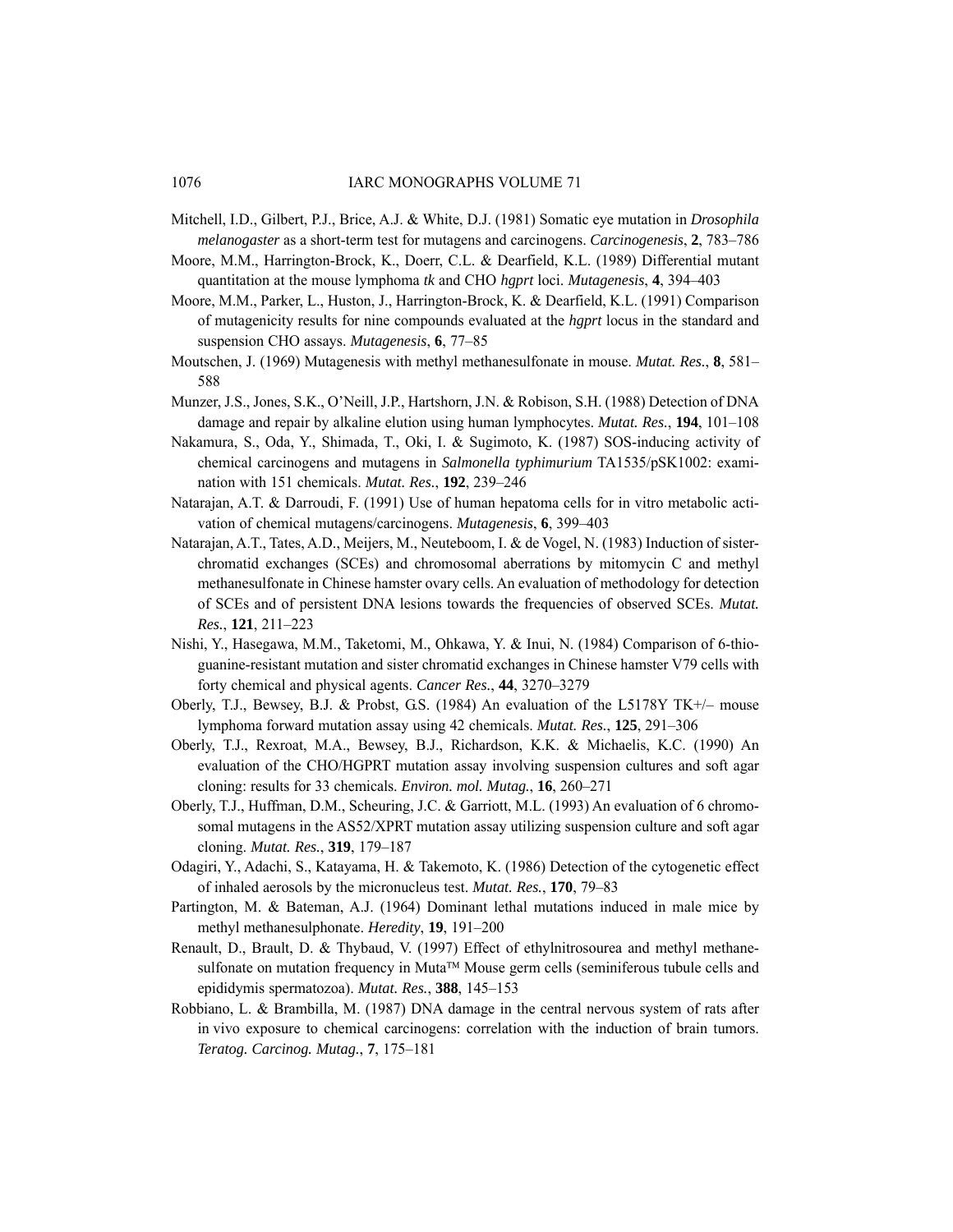Mitchell, I.D., Gilbert, P.J., Brice, A.J. & White, D.J. (1981) Somatic eye mutation in *Drosophila melanogaster* as a short-term test for mutagens and carcinogens. *Carcinogenesis*, **2**, 783–786

Moore, M.M., Harrington-Brock, K., Doerr, C.L. & Dearfield, K.L. (1989) Differential mutant quantitation at the mouse lymphoma *tk* and CHO *hgprt* loci. *Mutagenesis*, **4**, 394–403

Moore, M.M., Parker, L., Huston, J., Harrington-Brock, K. & Dearfield, K.L. (1991) Comparison of mutagenicity results for nine compounds evaluated at the *hgprt* locus in the standard and suspension CHO assays. *Mutagenesis*, **6**, 77–85

Moutschen, J. (1969) Mutagenesis with methyl methanesulfonate in mouse. *Mutat. Res.*, **8**, 581–588

Munzer, J.S., Jones, S.K., O'Neill, J.P., Hartshorn, J.N. & Robison, S.H. (1988) Detection of DNA damage and repair by alkaline elution using human lymphocytes. *Mutat. Res.*, **194**, 101–108

Nakamura, S., Oda, Y., Shimada, T., Oki, I. & Sugimoto, K. (1987) SOS-inducing activity of chemical carcinogens and mutagens in *Salmonella typhimurium* TA1535/pSK1002: examination with 151 chemicals. *Mutat. Res.*, **192**, 239–246

Natarajan, A.T. & Darroudi, F. (1991) Use of human hepatoma cells for in vitro metabolic activation of chemical mutagens/carcinogens. *Mutagenesis*, **6**, 399–403

Natarajan, A.T., Tates, A.D., Meijers, M., Neuteboom, I. & de Vogel, N. (1983) Induction of sister-chromatid exchanges (SCEs) and chromosomal aberrations by mitomycin C and methyl methanesulfonate in Chinese hamster ovary cells. An evaluation of methodology for detection of SCEs and of persistent DNA lesions towards the frequencies of observed SCEs. *Mutat. Res.*, **121**, 211–223

Nishi, Y., Hasegawa, M.M., Taketomi, M., Ohkawa, Y. & Inui, N. (1984) Comparison of 6-thioguanine-resistant mutation and sister chromatid exchanges in Chinese hamster V79 cells with forty chemical and physical agents. *Cancer Res.*, **44**, 3270–3279

Oberly, T.J., Bewsey, B.J. & Probst, G.S. (1984) An evaluation of the L5178Y TK+/– mouse lymphoma forward mutation assay using 42 chemicals. *Mutat. Res.*, **125**, 291–306

Oberly, T.J., Rexroat, M.A., Bewsey, B.J., Richardson, K.K. & Michaelis, K.C. (1990) An evaluation of the CHO/HGPRT mutation assay involving suspension cultures and soft agar cloning: results for 33 chemicals. *Environ. mol. Mutag.*, **16**, 260–271

Oberly, T.J., Huffman, D.M., Scheuring, J.C. & Garriott, M.L. (1993) An evaluation of 6 chromosomal mutagens in the AS52/XPRT mutation assay utilizing suspension culture and soft agar cloning. *Mutat. Res.*, **319**, 179–187

Odagiri, Y., Adachi, S., Katayama, H. & Takemoto, K. (1986) Detection of the cytogenetic effect of inhaled aerosols by the micronucleus test. *Mutat. Res.*, **170**, 79–83

Partington, M. & Bateman, A.J. (1964) Dominant lethal mutations induced in male mice by methyl methanesulphonate. *Heredity*, **19**, 191–200

Renault, D., Brault, D. & Thybaud, V. (1997) Effect of ethylnitrosourea and methyl methanesulfonate on mutation frequency in Muta™ Mouse germ cells (seminiferous tubule cells and epididymis spermatozoa). *Mutat. Res.*, **388**, 145–153

Robbiano, L. & Brambilla, M. (1987) DNA damage in the central nervous system of rats after in vivo exposure to chemical carcinogens: correlation with the induction of brain tumors. *Teratog. Carcinog. Mutag.*, **7**, 175–181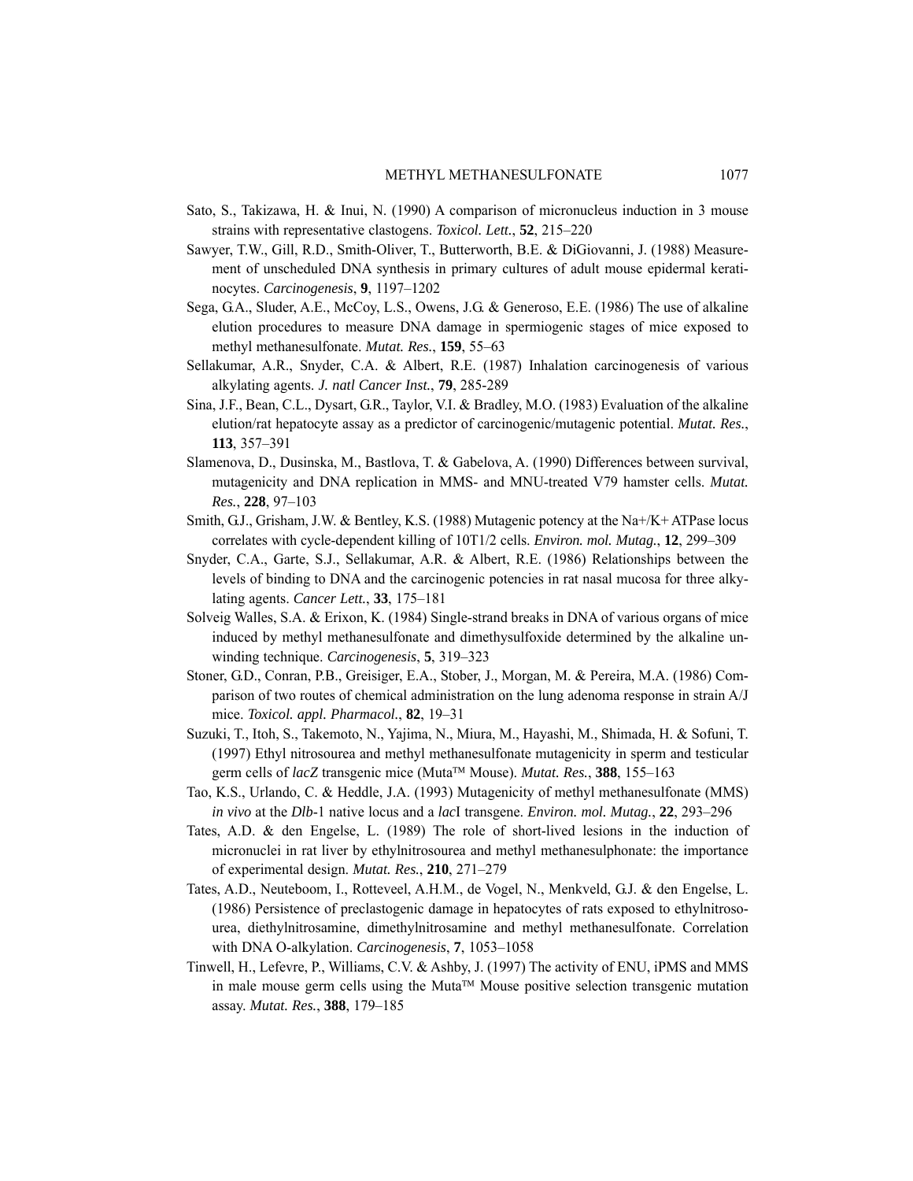Sato, S., Takizawa, H. & Inui, N. (1990) A comparison of micronucleus induction in 3 mouse strains with representative clastogens. *Toxicol. Lett.*, **52**, 215–220

Sawyer, T.W., Gill, R.D., Smith-Oliver, T., Butterworth, B.E. & DiGiovanni, J. (1988) Measurement of unscheduled DNA synthesis in primary cultures of adult mouse epidermal keratinocytes. *Carcinogenesis*, **9**, 1197–1202

Sega, G.A., Sluder, A.E., McCoy, L.S., Owens, J.G. & Generoso, E.E. (1986) The use of alkaline elution procedures to measure DNA damage in spermiogenic stages of mice exposed to methyl methanesulfonate. *Mutat. Res.*, **159**, 55–63

Sellakumar, A.R., Snyder, C.A. & Albert, R.E. (1987) Inhalation carcinogenesis of various alkylating agents. *J. natl Cancer Inst.*, **79**, 285-289

Sina, J.F., Bean, C.L., Dysart, G.R., Taylor, V.I. & Bradley, M.O. (1983) Evaluation of the alkaline elution/rat hepatocyte assay as a predictor of carcinogenic/mutagenic potential. *Mutat. Res.*, **113**, 357–391

Slamenova, D., Dusinska, M., Bastlova, T. & Gabelova, A. (1990) Differences between survival, mutagenicity and DNA replication in MMS- and MNU-treated V79 hamster cells. *Mutat. Res.*, **228**, 97–103

Smith, G.J., Grisham, J.W. & Bentley, K.S. (1988) Mutagenic potency at the Na+/K+ ATPase locus correlates with cycle-dependent killing of 10T1/2 cells. *Environ. mol. Mutag.*, **12**, 299–309

Snyder, C.A., Garte, S.J., Sellakumar, A.R. & Albert, R.E. (1986) Relationships between the levels of binding to DNA and the carcinogenic potencies in rat nasal mucosa for three alkylating agents. *Cancer Lett.*, **33**, 175–181

Solveig Walles, S.A. & Erixon, K. (1984) Single-strand breaks in DNA of various organs of mice induced by methyl methanesulfonate and dimethysulfoxide determined by the alkaline unwinding technique. *Carcinogenesis*, **5**, 319–323

Stoner, G.D., Conran, P.B., Greisiger, E.A., Stober, J., Morgan, M. & Pereira, M.A. (1986) Comparison of two routes of chemical administration on the lung adenoma response in strain A/J mice. *Toxicol. appl. Pharmacol.*, **82**, 19–31

Suzuki, T., Itoh, S., Takemoto, N., Yajima, N., Miura, M., Hayashi, M., Shimada, H. & Sofuni, T. (1997) Ethyl nitrosourea and methyl methanesulfonate mutagenicity in sperm and testicular germ cells of *lacZ* transgenic mice (Muta™ Mouse). *Mutat. Res.*, **388**, 155–163

Tao, K.S., Urlando, C. & Heddle, J.A. (1993) Mutagenicity of methyl methanesulfonate (MMS) *in vivo* at the *Dlb*-1 native locus and a *lac*I transgene. *Environ. mol. Mutag.*, **22**, 293–296

Tates, A.D. & den Engelse, L. (1989) The role of short-lived lesions in the induction of micronuclei in rat liver by ethylnitrosourea and methyl methanesulphonate: the importance of experimental design. *Mutat. Res.*, **210**, 271–279

Tates, A.D., Neuteboom, I., Rotteveel, A.H.M., de Vogel, N., Menkveld, G.J. & den Engelse, L. (1986) Persistence of preclastogenic damage in hepatocytes of rats exposed to ethylnitrosourea, diethylnitrosamine, dimethylnitrosamine and methyl methanesulfonate. Correlation with DNA O-alkylation. *Carcinogenesis*, **7**, 1053–1058

Tinwell, H., Lefevre, P., Williams, C.V. & Ashby, J. (1997) The activity of ENU, iPMS and MMS in male mouse germ cells using the Muta™ Mouse positive selection transgenic mutation assay. *Mutat. Res.*, **388**, 179–185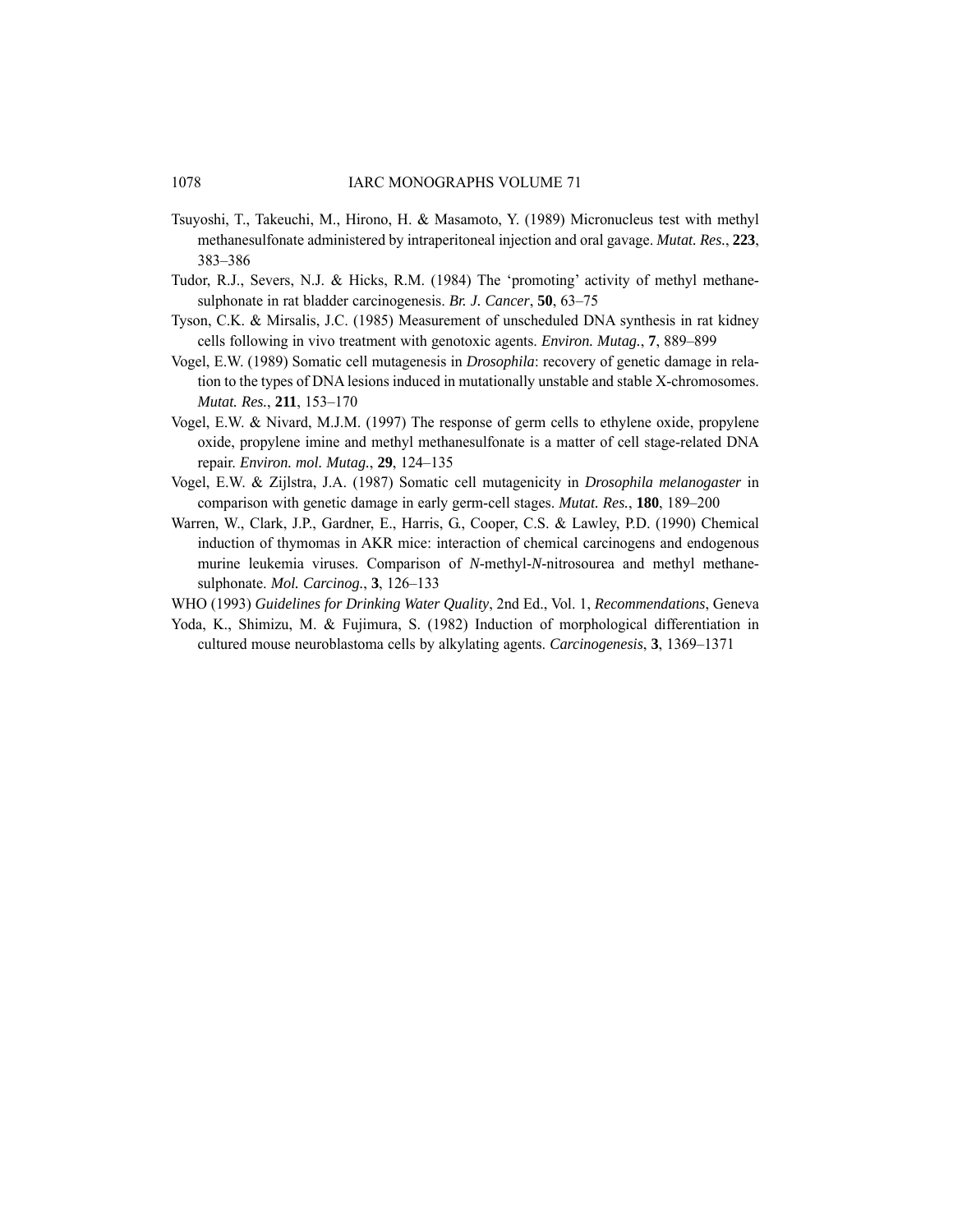Tsuyoshi, T., Takeuchi, M., Hirono, H. & Masamoto, Y. (1989) Micronucleus test with methyl methanesulfonate administered by intraperitoneal injection and oral gavage. *Mutat. Res.*, **223**, 383–386

Tudor, R.J., Severs, N.J. & Hicks, R.M. (1984) The 'promoting' activity of methyl methanesulphonate in rat bladder carcinogenesis. *Br. J. Cancer*, **50**, 63–75

Tyson, C.K. & Mirsalis, J.C. (1985) Measurement of unscheduled DNA synthesis in rat kidney cells following in vivo treatment with genotoxic agents. *Environ. Mutag.*, **7**, 889–899

Vogel, E.W. (1989) Somatic cell mutagenesis in *Drosophila*: recovery of genetic damage in relation to the types of DNA lesions induced in mutationally unstable and stable X-chromosomes. *Mutat. Res.*, **211**, 153–170

Vogel, E.W. & Nivard, M.J.M. (1997) The response of germ cells to ethylene oxide, propylene oxide, propylene imine and methyl methanesulfonate is a matter of cell stage-related DNA repair. *Environ. mol. Mutag.*, **29**, 124–135

Vogel, E.W. & Zijlstra, J.A. (1987) Somatic cell mutagenicity in *Drosophila melanogaster* in comparison with genetic damage in early germ-cell stages. *Mutat. Res.*, **180**, 189–200

Warren, W., Clark, J.P., Gardner, E., Harris, G., Cooper, C.S. & Lawley, P.D. (1990) Chemical induction of thymomas in AKR mice: interaction of chemical carcinogens and endogenous murine leukemia viruses. Comparison of *N*-methyl-*N*-nitrosourea and methyl methanesulphonate. *Mol. Carcinog.*, **3**, 126–133

WHO (1993) *Guidelines for Drinking Water Quality*, 2nd Ed., Vol. 1, *Recommendations*, Geneva

Yoda, K., Shimizu, M. & Fujimura, S. (1982) Induction of morphological differentiation in cultured mouse neuroblastoma cells by alkylating agents. *Carcinogenesis*, **3**, 1369–1371